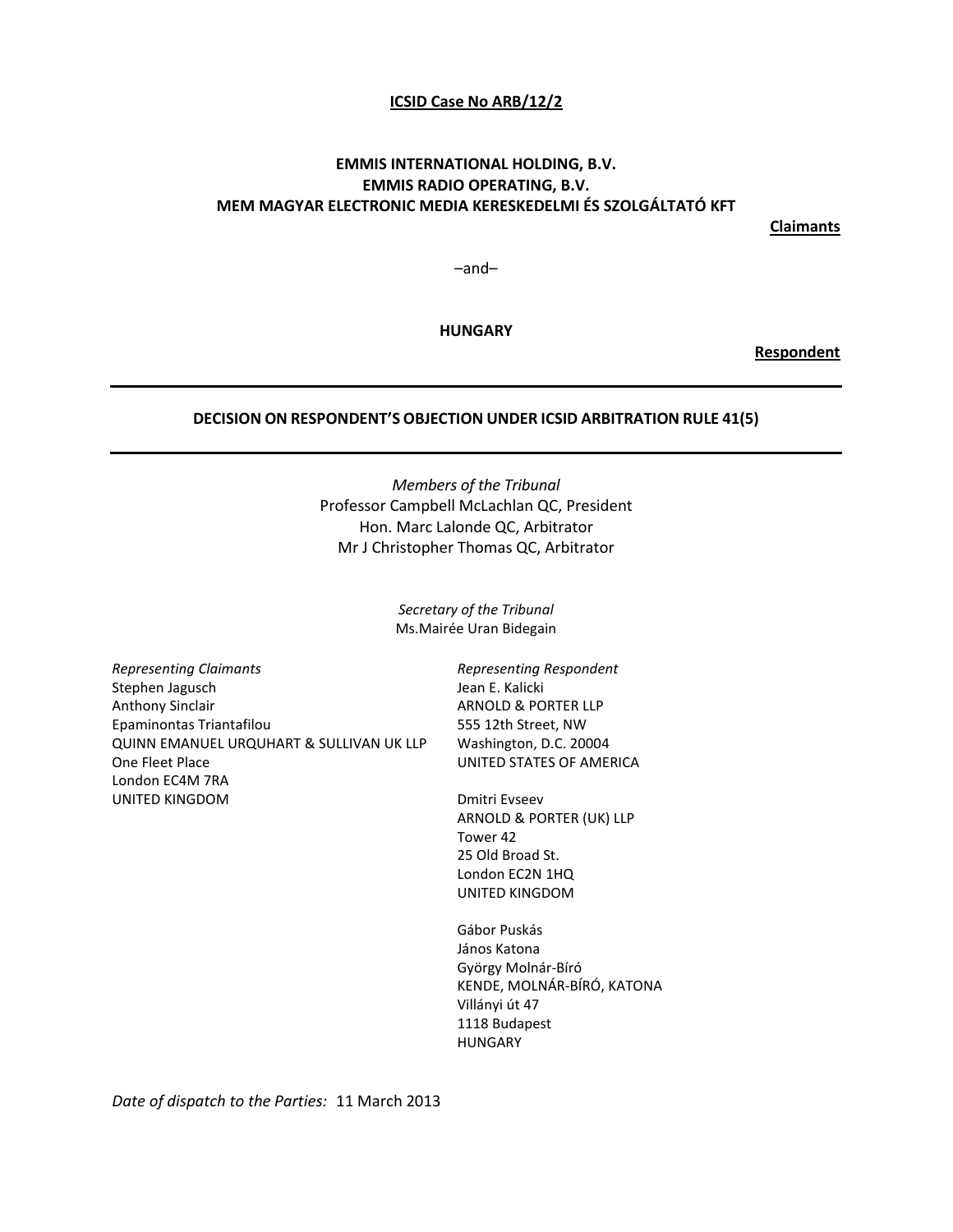**ICSID Case No ARB/12/2**

**EMMIS INTERNATIONAL HOLDING, B.V.**
**EMMIS RADIO OPERATING, B.V.**
**MEM MAGYAR ELECTRONIC MEDIA KERESKEDELMI ÉS SZOLGÁLTATÓ KFT**

**Claimants**

–and–

**HUNGARY**

**Respondent**

---

**DECISION ON RESPONDENT'S OBJECTION UNDER ICSID ARBITRATION RULE 41(5)**

---

*Members of the Tribunal*
Professor Campbell McLachlan QC, President
Hon. Marc Lalonde QC, Arbitrator
Mr J Christopher Thomas QC, Arbitrator

*Secretary of the Tribunal*
Ms.Mairée Uran Bidegain

*Representing Claimants*
Stephen Jagusch
Anthony Sinclair
Epaminontas Triantafilou
QUINN EMANUEL URQUHART & SULLIVAN UK LLP
One Fleet Place
London EC4M 7RA
UNITED KINGDOM

*Representing Respondent*
Jean E. Kalicki
ARNOLD & PORTER LLP
555 12th Street, NW
Washington, D.C. 20004
UNITED STATES OF AMERICA

Dmitri Evseev
ARNOLD & PORTER (UK) LLP
Tower 42
25 Old Broad St.
London EC2N 1HQ
UNITED KINGDOM

Gábor Puskás
János Katona
György Molnár-Bíró
KENDE, MOLNÁR-BÍRÓ, KATONA
Villányi út 47
1118 Budapest
HUNGARY

*Date of dispatch to the Parties:* 11 March 2013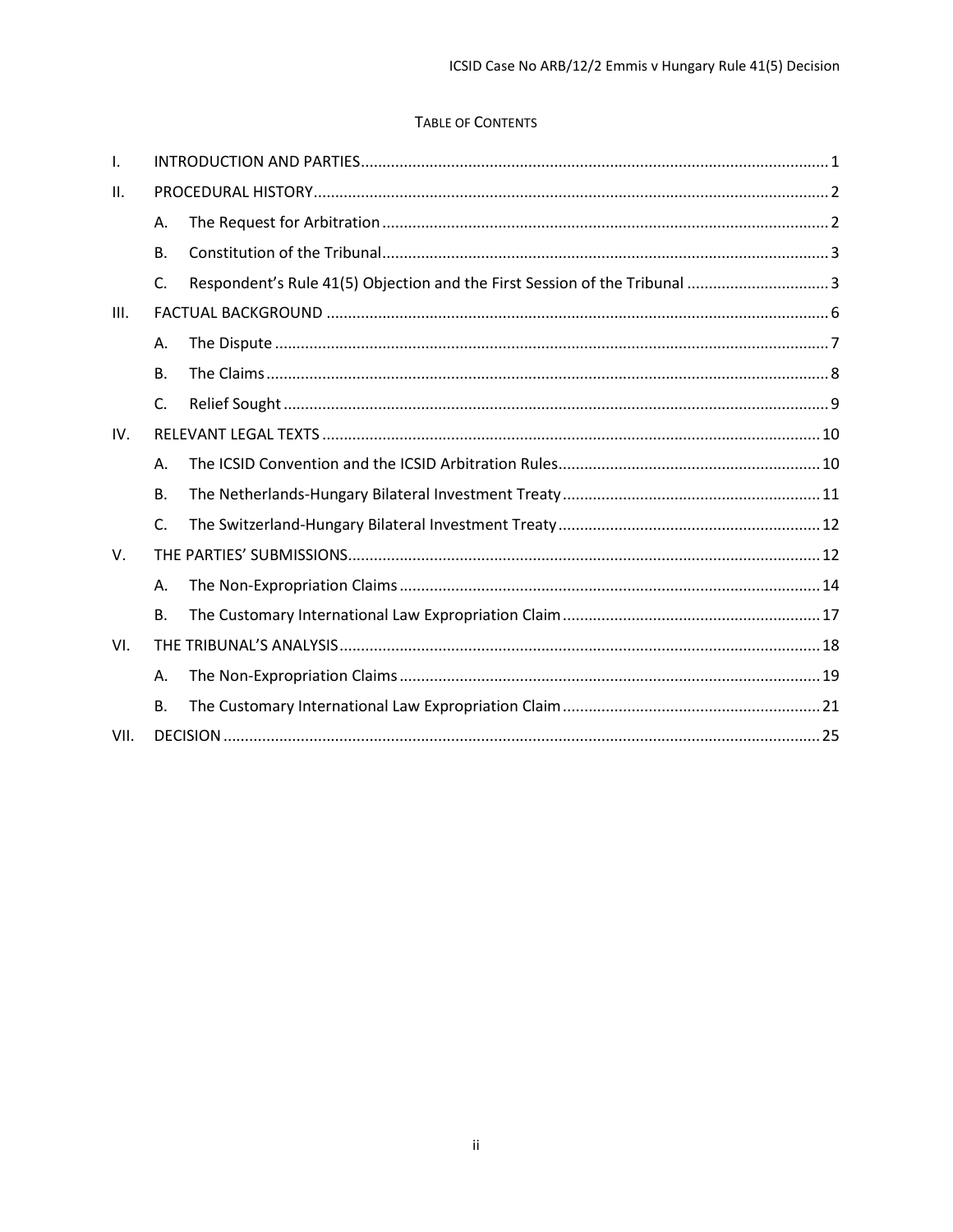TABLE OF CONTENTS

| | | |
|---|---|---|
| I. | INTRODUCTION AND PARTIES | 1 |
| II. | PROCEDURAL HISTORY | 2 |
| | A. The Request for Arbitration | 2 |
| | B. Constitution of the Tribunal | 3 |
| | C. Respondent's Rule 41(5) Objection and the First Session of the Tribunal | 3 |
| III. | FACTUAL BACKGROUND | 6 |
| | A. The Dispute | 7 |
| | B. The Claims | 8 |
| | C. Relief Sought | 9 |
| IV. | RELEVANT LEGAL TEXTS | 10 |
| | A. The ICSID Convention and the ICSID Arbitration Rules | 10 |
| | B. The Netherlands-Hungary Bilateral Investment Treaty | 11 |
| | C. The Switzerland-Hungary Bilateral Investment Treaty | 12 |
| V. | THE PARTIES' SUBMISSIONS | 12 |
| | A. The Non-Expropriation Claims | 14 |
| | B. The Customary International Law Expropriation Claim | 17 |
| VI. | THE TRIBUNAL'S ANALYSIS | 18 |
| | A. The Non-Expropriation Claims | 19 |
| | B. The Customary International Law Expropriation Claim | 21 |
| VII. | DECISION | 25 |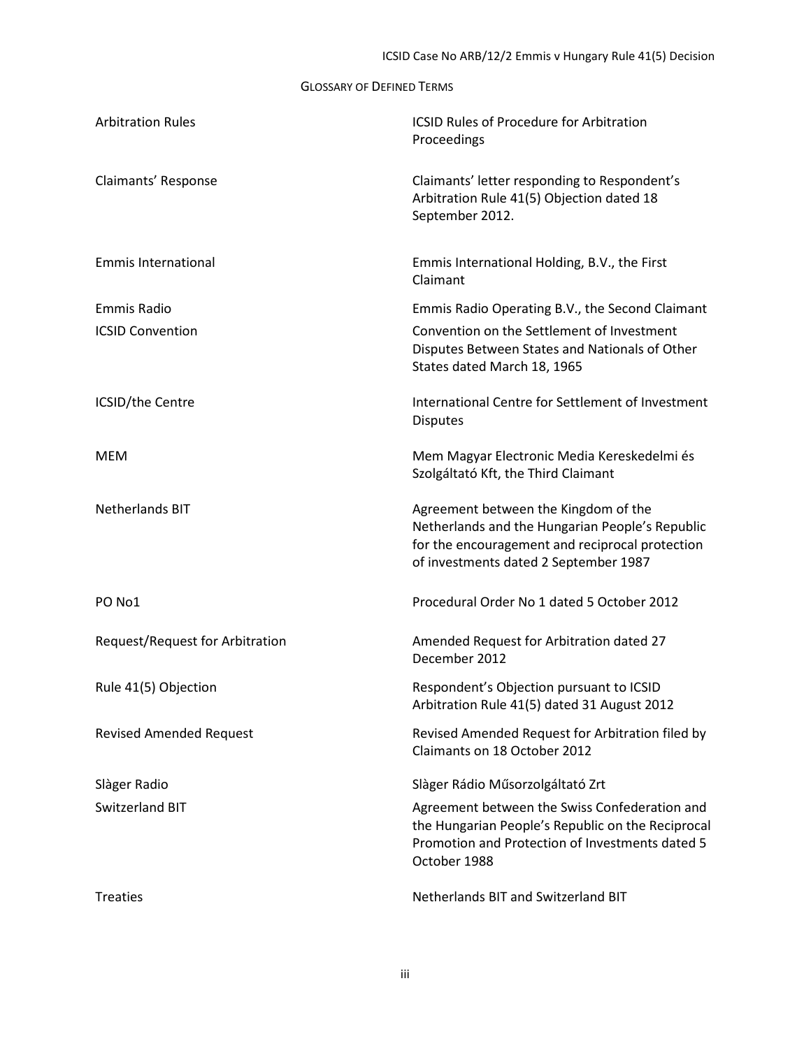## Glossary of Defined Terms

| | |
|---|---|
| Arbitration Rules | ICSID Rules of Procedure for Arbitration Proceedings |
| Claimants' Response | Claimants' letter responding to Respondent's Arbitration Rule 41(5) Objection dated 18 September 2012. |
| Emmis International | Emmis International Holding, B.V., the First Claimant |
| Emmis Radio | Emmis Radio Operating B.V., the Second Claimant |
| ICSID Convention | Convention on the Settlement of Investment Disputes Between States and Nationals of Other States dated March 18, 1965 |
| ICSID/the Centre | International Centre for Settlement of Investment Disputes |
| MEM | Mem Magyar Electronic Media Kereskedelmi és Szolgáltató Kft, the Third Claimant |
| Netherlands BIT | Agreement between the Kingdom of the Netherlands and the Hungarian People's Republic for the encouragement and reciprocal protection of investments dated 2 September 1987 |
| PO No1 | Procedural Order No 1 dated 5 October 2012 |
| Request/Request for Arbitration | Amended Request for Arbitration dated 27 December 2012 |
| Rule 41(5) Objection | Respondent's Objection pursuant to ICSID Arbitration Rule 41(5) dated 31 August 2012 |
| Revised Amended Request | Revised Amended Request for Arbitration filed by Claimants on 18 October 2012 |
| Slàger Radio | Slàger Rádio Műsorzolgáltató Zrt |
| Switzerland BIT | Agreement between the Swiss Confederation and the Hungarian People's Republic on the Reciprocal Promotion and Protection of Investments dated 5 October 1988 |
| Treaties | Netherlands BIT and Switzerland BIT |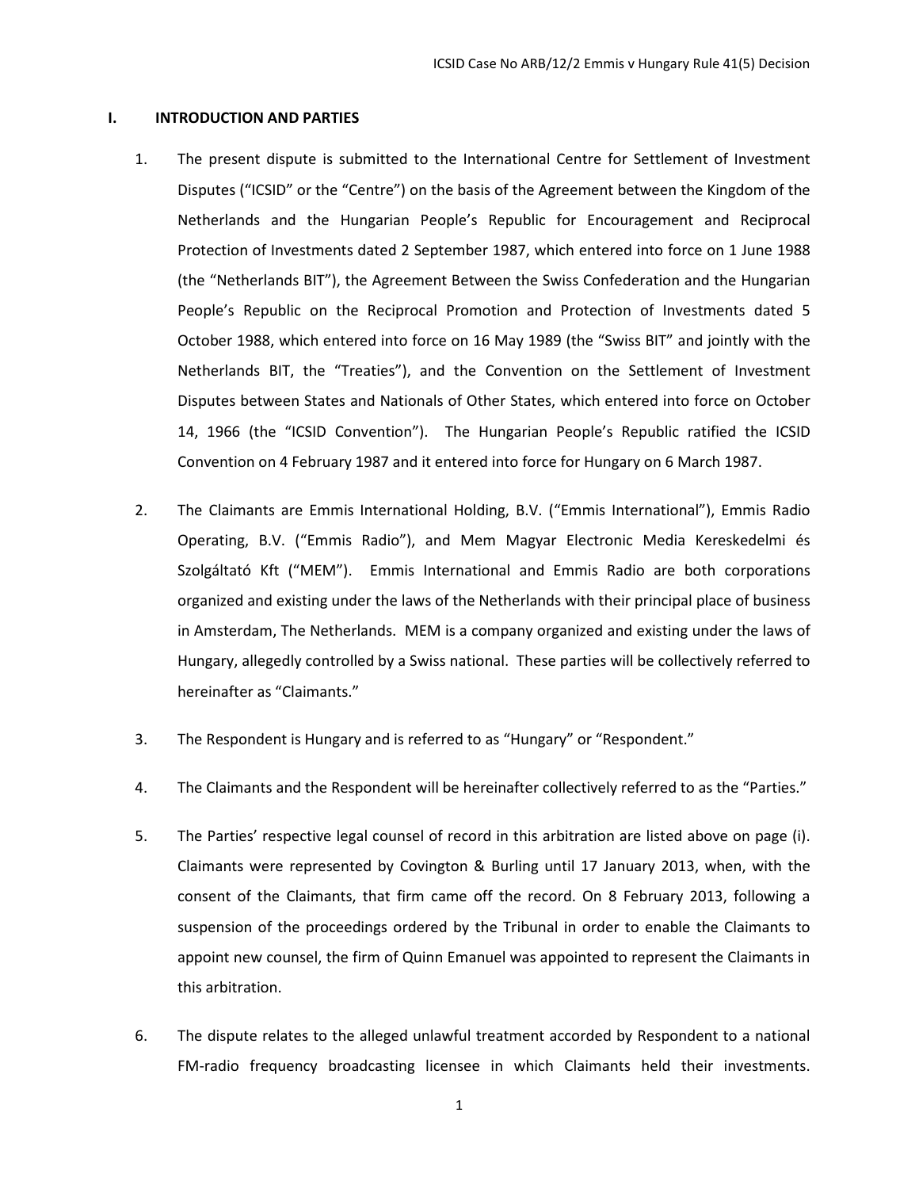## I. INTRODUCTION AND PARTIES

1. The present dispute is submitted to the International Centre for Settlement of Investment Disputes ("ICSID" or the "Centre") on the basis of the Agreement between the Kingdom of the Netherlands and the Hungarian People's Republic for Encouragement and Reciprocal Protection of Investments dated 2 September 1987, which entered into force on 1 June 1988 (the "Netherlands BIT"), the Agreement Between the Swiss Confederation and the Hungarian People's Republic on the Reciprocal Promotion and Protection of Investments dated 5 October 1988, which entered into force on 16 May 1989 (the "Swiss BIT" and jointly with the Netherlands BIT, the "Treaties"), and the Convention on the Settlement of Investment Disputes between States and Nationals of Other States, which entered into force on October 14, 1966 (the "ICSID Convention"). The Hungarian People's Republic ratified the ICSID Convention on 4 February 1987 and it entered into force for Hungary on 6 March 1987.

2. The Claimants are Emmis International Holding, B.V. ("Emmis International"), Emmis Radio Operating, B.V. ("Emmis Radio"), and Mem Magyar Electronic Media Kereskedelmi és Szolgáltató Kft ("MEM"). Emmis International and Emmis Radio are both corporations organized and existing under the laws of the Netherlands with their principal place of business in Amsterdam, The Netherlands. MEM is a company organized and existing under the laws of Hungary, allegedly controlled by a Swiss national. These parties will be collectively referred to hereinafter as "Claimants."

3. The Respondent is Hungary and is referred to as "Hungary" or "Respondent."

4. The Claimants and the Respondent will be hereinafter collectively referred to as the "Parties."

5. The Parties' respective legal counsel of record in this arbitration are listed above on page (i). Claimants were represented by Covington & Burling until 17 January 2013, when, with the consent of the Claimants, that firm came off the record. On 8 February 2013, following a suspension of the proceedings ordered by the Tribunal in order to enable the Claimants to appoint new counsel, the firm of Quinn Emanuel was appointed to represent the Claimants in this arbitration.

6. The dispute relates to the alleged unlawful treatment accorded by Respondent to a national FM-radio frequency broadcasting licensee in which Claimants held their investments.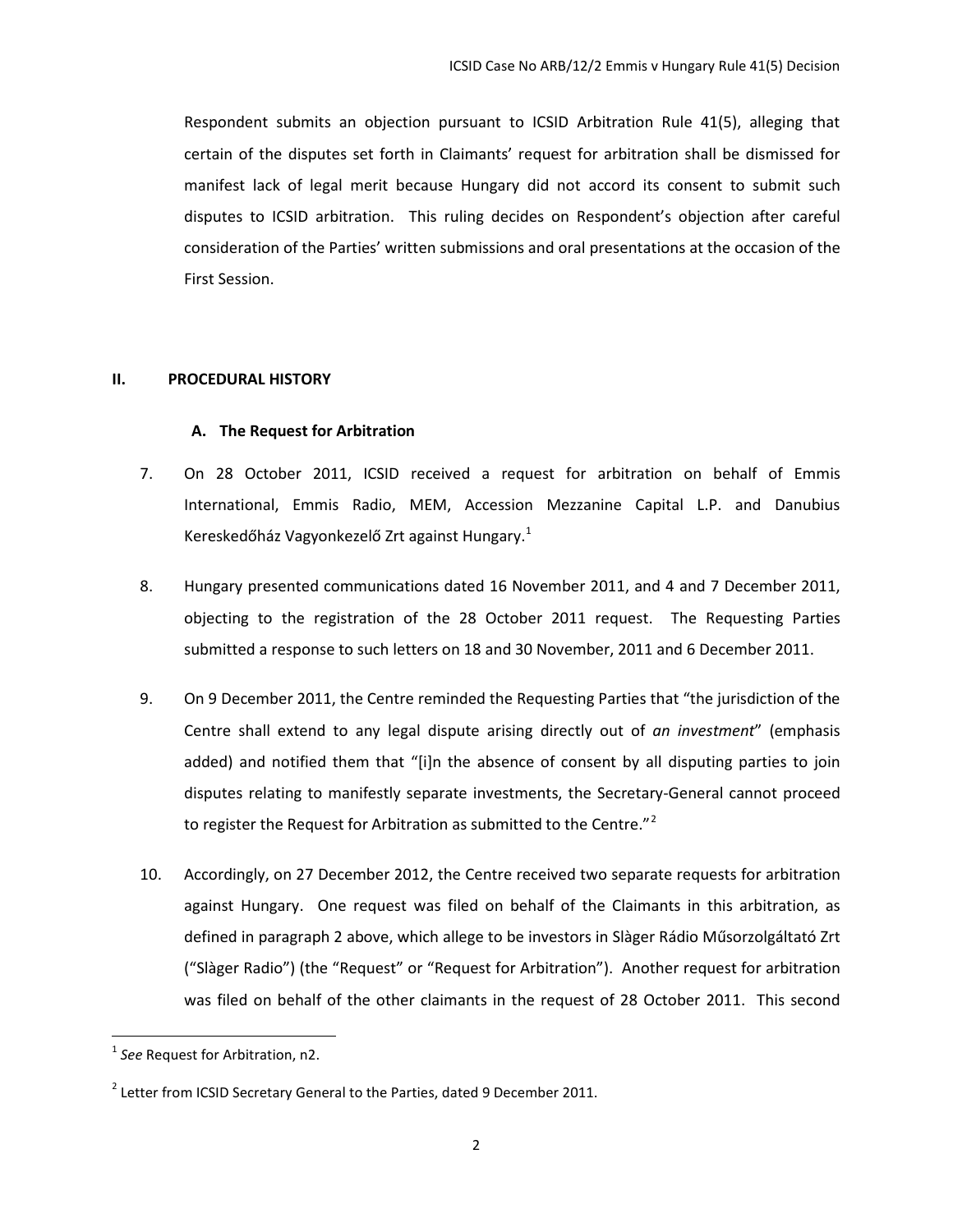Respondent submits an objection pursuant to ICSID Arbitration Rule 41(5), alleging that certain of the disputes set forth in Claimants' request for arbitration shall be dismissed for manifest lack of legal merit because Hungary did not accord its consent to submit such disputes to ICSID arbitration. This ruling decides on Respondent's objection after careful consideration of the Parties' written submissions and oral presentations at the occasion of the First Session.

## II. PROCEDURAL HISTORY

### A. The Request for Arbitration

7. On 28 October 2011, ICSID received a request for arbitration on behalf of Emmis International, Emmis Radio, MEM, Accession Mezzanine Capital L.P. and Danubius Kereskedőház Vagyonkezelő Zrt against Hungary.[1]

8. Hungary presented communications dated 16 November 2011, and 4 and 7 December 2011, objecting to the registration of the 28 October 2011 request. The Requesting Parties submitted a response to such letters on 18 and 30 November, 2011 and 6 December 2011.

9. On 9 December 2011, the Centre reminded the Requesting Parties that "the jurisdiction of the Centre shall extend to any legal dispute arising directly out of *an investment*" (emphasis added) and notified them that "[i]n the absence of consent by all disputing parties to join disputes relating to manifestly separate investments, the Secretary-General cannot proceed to register the Request for Arbitration as submitted to the Centre."[2]

10. Accordingly, on 27 December 2012, the Centre received two separate requests for arbitration against Hungary. One request was filed on behalf of the Claimants in this arbitration, as defined in paragraph 2 above, which allege to be investors in Slàger Rádió Műsorzolgáltató Zrt ("Slàger Radio") (the "Request" or "Request for Arbitration"). Another request for arbitration was filed on behalf of the other claimants in the request of 28 October 2011. This second

---

[1] *See* Request for Arbitration, n2.

[2] Letter from ICSID Secretary General to the Parties, dated 9 December 2011.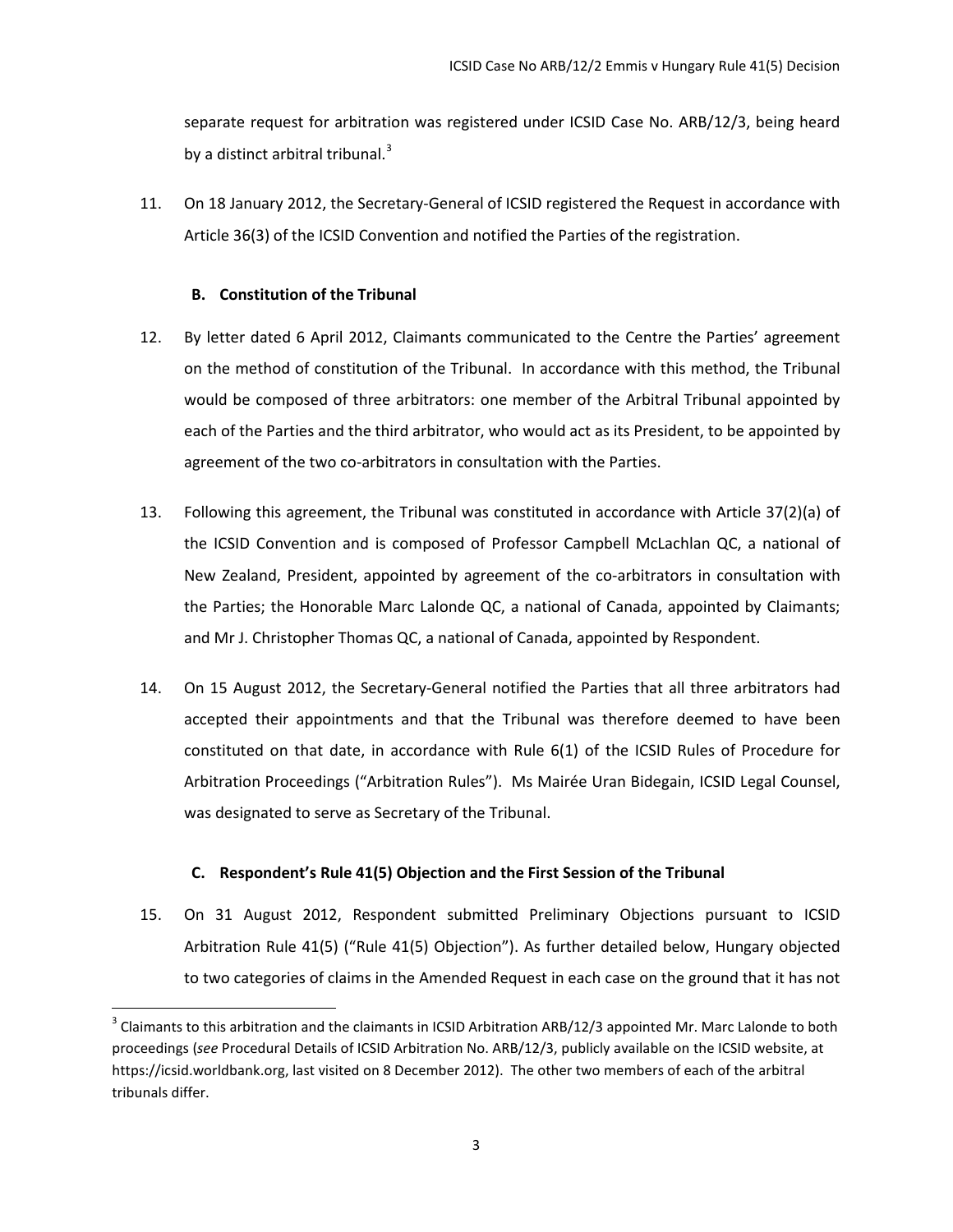separate request for arbitration was registered under ICSID Case No. ARB/12/3, being heard by a distinct arbitral tribunal.[3]

11. On 18 January 2012, the Secretary-General of ICSID registered the Request in accordance with Article 36(3) of the ICSID Convention and notified the Parties of the registration.

### B. Constitution of the Tribunal

12. By letter dated 6 April 2012, Claimants communicated to the Centre the Parties' agreement on the method of constitution of the Tribunal. In accordance with this method, the Tribunal would be composed of three arbitrators: one member of the Arbitral Tribunal appointed by each of the Parties and the third arbitrator, who would act as its President, to be appointed by agreement of the two co-arbitrators in consultation with the Parties.

13. Following this agreement, the Tribunal was constituted in accordance with Article 37(2)(a) of the ICSID Convention and is composed of Professor Campbell McLachlan QC, a national of New Zealand, President, appointed by agreement of the co-arbitrators in consultation with the Parties; the Honorable Marc Lalonde QC, a national of Canada, appointed by Claimants; and Mr J. Christopher Thomas QC, a national of Canada, appointed by Respondent.

14. On 15 August 2012, the Secretary-General notified the Parties that all three arbitrators had accepted their appointments and that the Tribunal was therefore deemed to have been constituted on that date, in accordance with Rule 6(1) of the ICSID Rules of Procedure for Arbitration Proceedings ("Arbitration Rules"). Ms Mairée Uran Bidegain, ICSID Legal Counsel, was designated to serve as Secretary of the Tribunal.

### C. Respondent's Rule 41(5) Objection and the First Session of the Tribunal

15. On 31 August 2012, Respondent submitted Preliminary Objections pursuant to ICSID Arbitration Rule 41(5) ("Rule 41(5) Objection"). As further detailed below, Hungary objected to two categories of claims in the Amended Request in each case on the ground that it has not

---

[3] Claimants to this arbitration and the claimants in ICSID Arbitration ARB/12/3 appointed Mr. Marc Lalonde to both proceedings (*see* Procedural Details of ICSID Arbitration No. ARB/12/3, publicly available on the ICSID website, at https://icsid.worldbank.org, last visited on 8 December 2012). The other two members of each of the arbitral tribunals differ.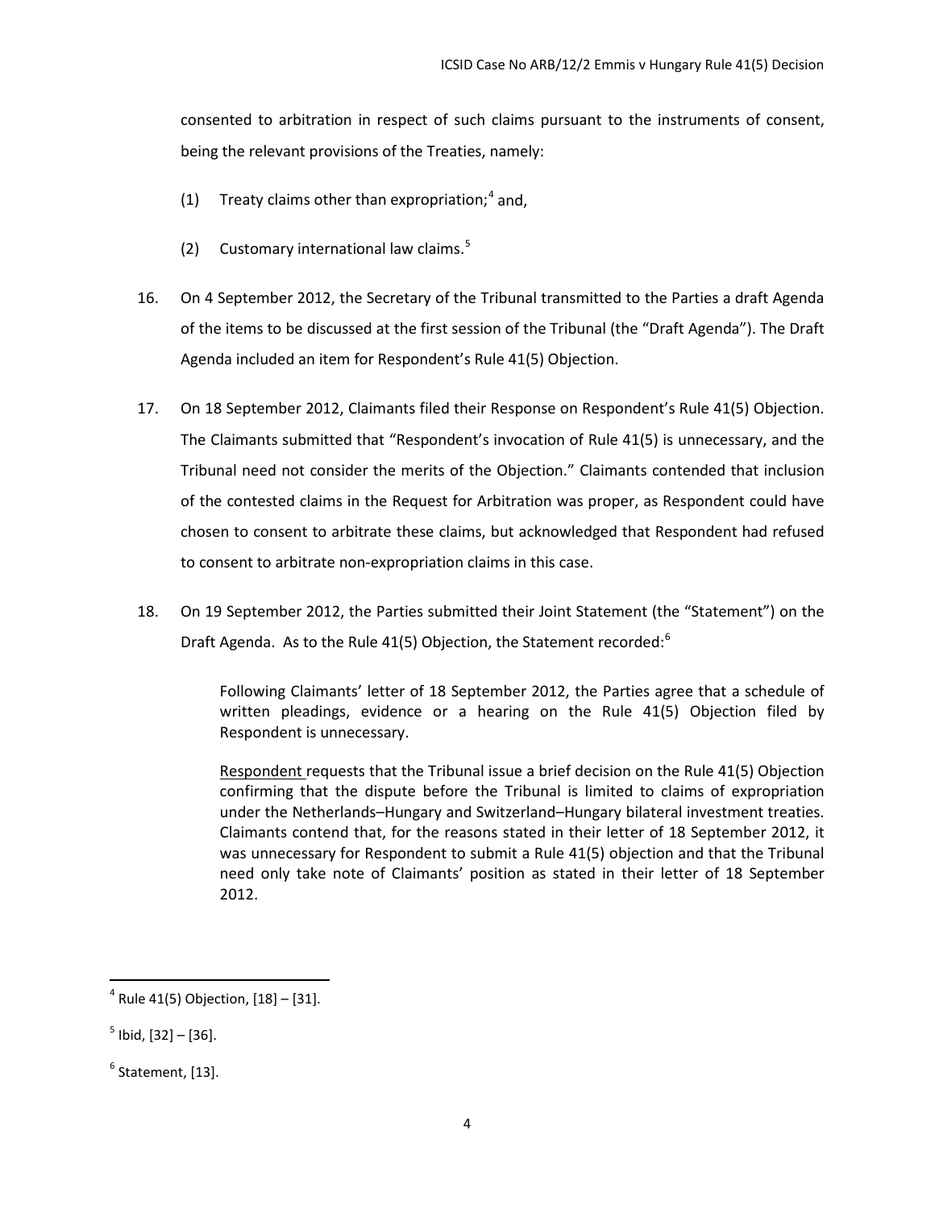consented to arbitration in respect of such claims pursuant to the instruments of consent, being the relevant provisions of the Treaties, namely:

(1) Treaty claims other than expropriation;[4] and,

(2) Customary international law claims.[5]

16. On 4 September 2012, the Secretary of the Tribunal transmitted to the Parties a draft Agenda of the items to be discussed at the first session of the Tribunal (the "Draft Agenda"). The Draft Agenda included an item for Respondent's Rule 41(5) Objection.

17. On 18 September 2012, Claimants filed their Response on Respondent's Rule 41(5) Objection. The Claimants submitted that "Respondent's invocation of Rule 41(5) is unnecessary, and the Tribunal need not consider the merits of the Objection." Claimants contended that inclusion of the contested claims in the Request for Arbitration was proper, as Respondent could have chosen to consent to arbitrate these claims, but acknowledged that Respondent had refused to consent to arbitrate non-expropriation claims in this case.

18. On 19 September 2012, the Parties submitted their Joint Statement (the "Statement") on the Draft Agenda. As to the Rule 41(5) Objection, the Statement recorded:[6]

> Following Claimants' letter of 18 September 2012, the Parties agree that a schedule of written pleadings, evidence or a hearing on the Rule 41(5) Objection filed by Respondent is unnecessary.
>
> Respondent requests that the Tribunal issue a brief decision on the Rule 41(5) Objection confirming that the dispute before the Tribunal is limited to claims of expropriation under the Netherlands–Hungary and Switzerland–Hungary bilateral investment treaties. Claimants contend that, for the reasons stated in their letter of 18 September 2012, it was unnecessary for Respondent to submit a Rule 41(5) objection and that the Tribunal need only take note of Claimants' position as stated in their letter of 18 September 2012.

---

[4] Rule 41(5) Objection, [18] – [31].

[5] Ibid, [32] – [36].

[6] Statement, [13].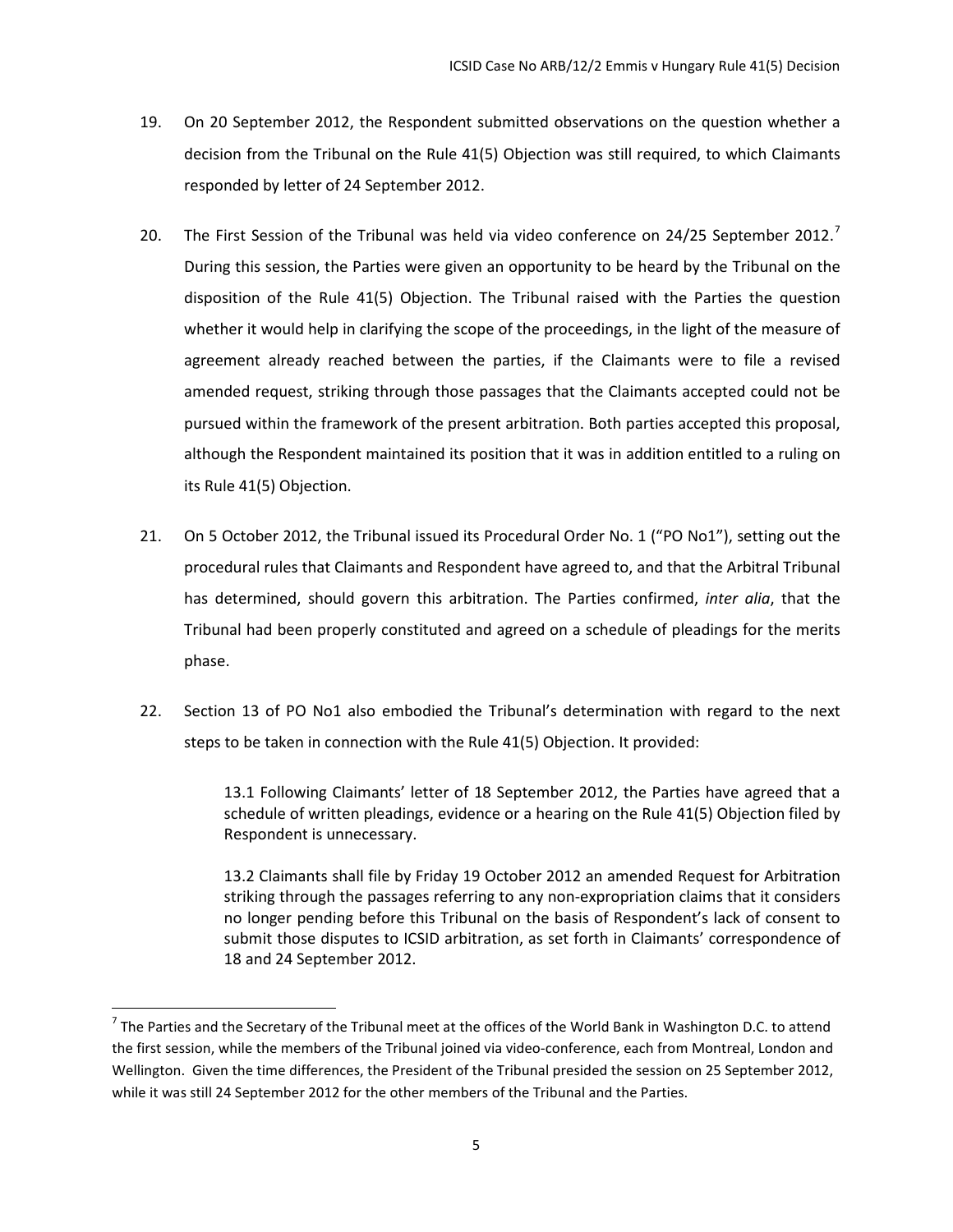19. On 20 September 2012, the Respondent submitted observations on the question whether a decision from the Tribunal on the Rule 41(5) Objection was still required, to which Claimants responded by letter of 24 September 2012.

20. The First Session of the Tribunal was held via video conference on 24/25 September 2012.[7] During this session, the Parties were given an opportunity to be heard by the Tribunal on the disposition of the Rule 41(5) Objection. The Tribunal raised with the Parties the question whether it would help in clarifying the scope of the proceedings, in the light of the measure of agreement already reached between the parties, if the Claimants were to file a revised amended request, striking through those passages that the Claimants accepted could not be pursued within the framework of the present arbitration. Both parties accepted this proposal, although the Respondent maintained its position that it was in addition entitled to a ruling on its Rule 41(5) Objection.

21. On 5 October 2012, the Tribunal issued its Procedural Order No. 1 ("PO No1"), setting out the procedural rules that Claimants and Respondent have agreed to, and that the Arbitral Tribunal has determined, should govern this arbitration. The Parties confirmed, *inter alia*, that the Tribunal had been properly constituted and agreed on a schedule of pleadings for the merits phase.

22. Section 13 of PO No1 also embodied the Tribunal's determination with regard to the next steps to be taken in connection with the Rule 41(5) Objection. It provided:

> 13.1 Following Claimants' letter of 18 September 2012, the Parties have agreed that a schedule of written pleadings, evidence or a hearing on the Rule 41(5) Objection filed by Respondent is unnecessary.
>
> 13.2 Claimants shall file by Friday 19 October 2012 an amended Request for Arbitration striking through the passages referring to any non-expropriation claims that it considers no longer pending before this Tribunal on the basis of Respondent's lack of consent to submit those disputes to ICSID arbitration, as set forth in Claimants' correspondence of 18 and 24 September 2012.

---

[7] The Parties and the Secretary of the Tribunal meet at the offices of the World Bank in Washington D.C. to attend the first session, while the members of the Tribunal joined via video-conference, each from Montreal, London and Wellington. Given the time differences, the President of the Tribunal presided the session on 25 September 2012, while it was still 24 September 2012 for the other members of the Tribunal and the Parties.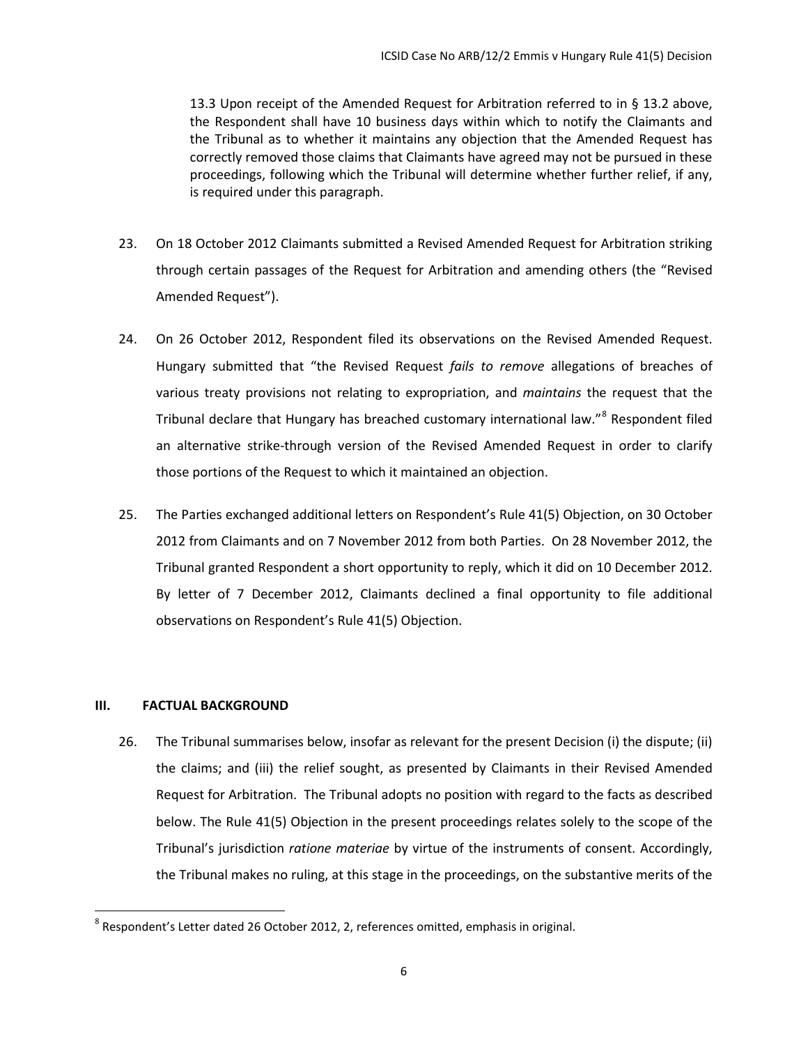13.3 Upon receipt of the Amended Request for Arbitration referred to in § 13.2 above, the Respondent shall have 10 business days within which to notify the Claimants and the Tribunal as to whether it maintains any objection that the Amended Request has correctly removed those claims that Claimants have agreed may not be pursued in these proceedings, following which the Tribunal will determine whether further relief, if any, is required under this paragraph.

23. On 18 October 2012 Claimants submitted a Revised Amended Request for Arbitration striking through certain passages of the Request for Arbitration and amending others (the "Revised Amended Request").

24. On 26 October 2012, Respondent filed its observations on the Revised Amended Request. Hungary submitted that "the Revised Request *fails to remove* allegations of breaches of various treaty provisions not relating to expropriation, and *maintains* the request that the Tribunal declare that Hungary has breached customary international law."[8] Respondent filed an alternative strike-through version of the Revised Amended Request in order to clarify those portions of the Request to which it maintained an objection.

25. The Parties exchanged additional letters on Respondent's Rule 41(5) Objection, on 30 October 2012 from Claimants and on 7 November 2012 from both Parties. On 28 November 2012, the Tribunal granted Respondent a short opportunity to reply, which it did on 10 December 2012. By letter of 7 December 2012, Claimants declined a final opportunity to file additional observations on Respondent's Rule 41(5) Objection.

## III. FACTUAL BACKGROUND

26. The Tribunal summarises below, insofar as relevant for the present Decision (i) the dispute; (ii) the claims; and (iii) the relief sought, as presented by Claimants in their Revised Amended Request for Arbitration. The Tribunal adopts no position with regard to the facts as described below. The Rule 41(5) Objection in the present proceedings relates solely to the scope of the Tribunal's jurisdiction *ratione materiae* by virtue of the instruments of consent. Accordingly, the Tribunal makes no ruling, at this stage in the proceedings, on the substantive merits of the

[8] Respondent's Letter dated 26 October 2012, 2, references omitted, emphasis in original.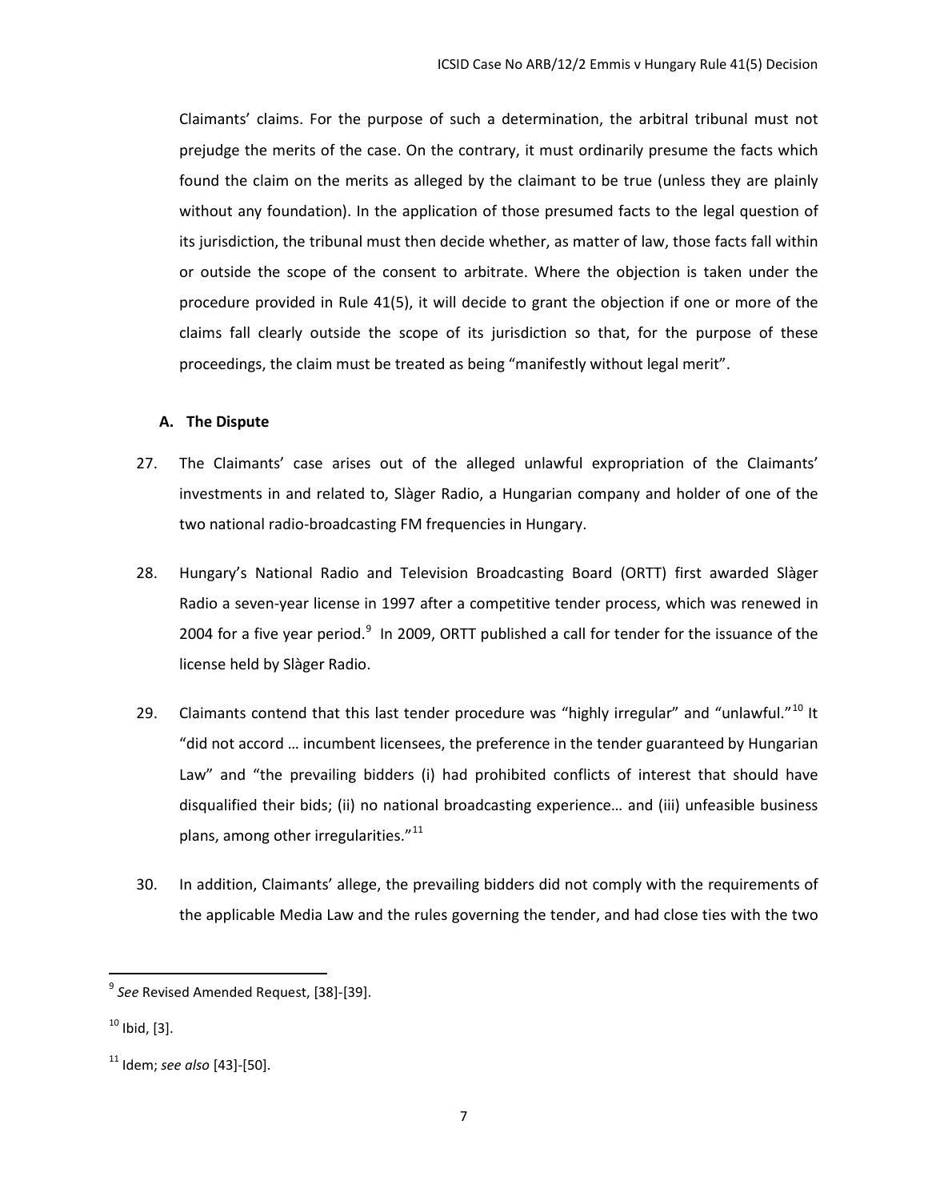Claimants' claims. For the purpose of such a determination, the arbitral tribunal must not prejudge the merits of the case. On the contrary, it must ordinarily presume the facts which found the claim on the merits as alleged by the claimant to be true (unless they are plainly without any foundation). In the application of those presumed facts to the legal question of its jurisdiction, the tribunal must then decide whether, as matter of law, those facts fall within or outside the scope of the consent to arbitrate. Where the objection is taken under the procedure provided in Rule 41(5), it will decide to grant the objection if one or more of the claims fall clearly outside the scope of its jurisdiction so that, for the purpose of these proceedings, the claim must be treated as being "manifestly without legal merit".

### A. The Dispute

27. The Claimants' case arises out of the alleged unlawful expropriation of the Claimants' investments in and related to, Slàger Radio, a Hungarian company and holder of one of the two national radio-broadcasting FM frequencies in Hungary.

28. Hungary's National Radio and Television Broadcasting Board (ORTT) first awarded Slàger Radio a seven-year license in 1997 after a competitive tender process, which was renewed in 2004 for a five year period.[9] In 2009, ORTT published a call for tender for the issuance of the license held by Slàger Radio.

29. Claimants contend that this last tender procedure was "highly irregular" and "unlawful."[10] It "did not accord … incumbent licensees, the preference in the tender guaranteed by Hungarian Law" and "the prevailing bidders (i) had prohibited conflicts of interest that should have disqualified their bids; (ii) no national broadcasting experience… and (iii) unfeasible business plans, among other irregularities."[11]

30. In addition, Claimants' allege, the prevailing bidders did not comply with the requirements of the applicable Media Law and the rules governing the tender, and had close ties with the two

---

[9] *See* Revised Amended Request, [38]-[39].

[10] Ibid, [3].

[11] Idem; *see also* [43]-[50].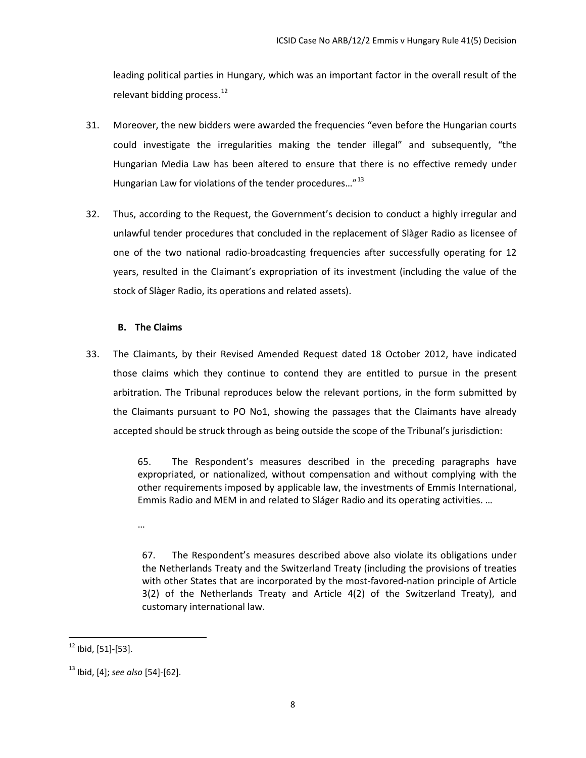leading political parties in Hungary, which was an important factor in the overall result of the relevant bidding process.[12]

31. Moreover, the new bidders were awarded the frequencies "even before the Hungarian courts could investigate the irregularities making the tender illegal" and subsequently, "the Hungarian Media Law has been altered to ensure that there is no effective remedy under Hungarian Law for violations of the tender procedures…"[13]

32. Thus, according to the Request, the Government's decision to conduct a highly irregular and unlawful tender procedures that concluded in the replacement of Slàger Radio as licensee of one of the two national radio-broadcasting frequencies after successfully operating for 12 years, resulted in the Claimant's expropriation of its investment (including the value of the stock of Slàger Radio, its operations and related assets).

### B. The Claims

33. The Claimants, by their Revised Amended Request dated 18 October 2012, have indicated those claims which they continue to contend they are entitled to pursue in the present arbitration. The Tribunal reproduces below the relevant portions, in the form submitted by the Claimants pursuant to PO No1, showing the passages that the Claimants have already accepted should be struck through as being outside the scope of the Tribunal's jurisdiction:

> 65. The Respondent's measures described in the preceding paragraphs have expropriated, or nationalized, without compensation and without complying with the other requirements imposed by applicable law, the investments of Emmis International, Emmis Radio and MEM in and related to Sláger Radio and its operating activities. …
>
> …
>
> 67. The Respondent's measures described above also violate its obligations under the Netherlands Treaty and the Switzerland Treaty (including the provisions of treaties with other States that are incorporated by the most-favored-nation principle of Article 3(2) of the Netherlands Treaty and Article 4(2) of the Switzerland Treaty), and customary international law.

---

[12] Ibid, [51]-[53].

[13] Ibid, [4]; *see also* [54]-[62].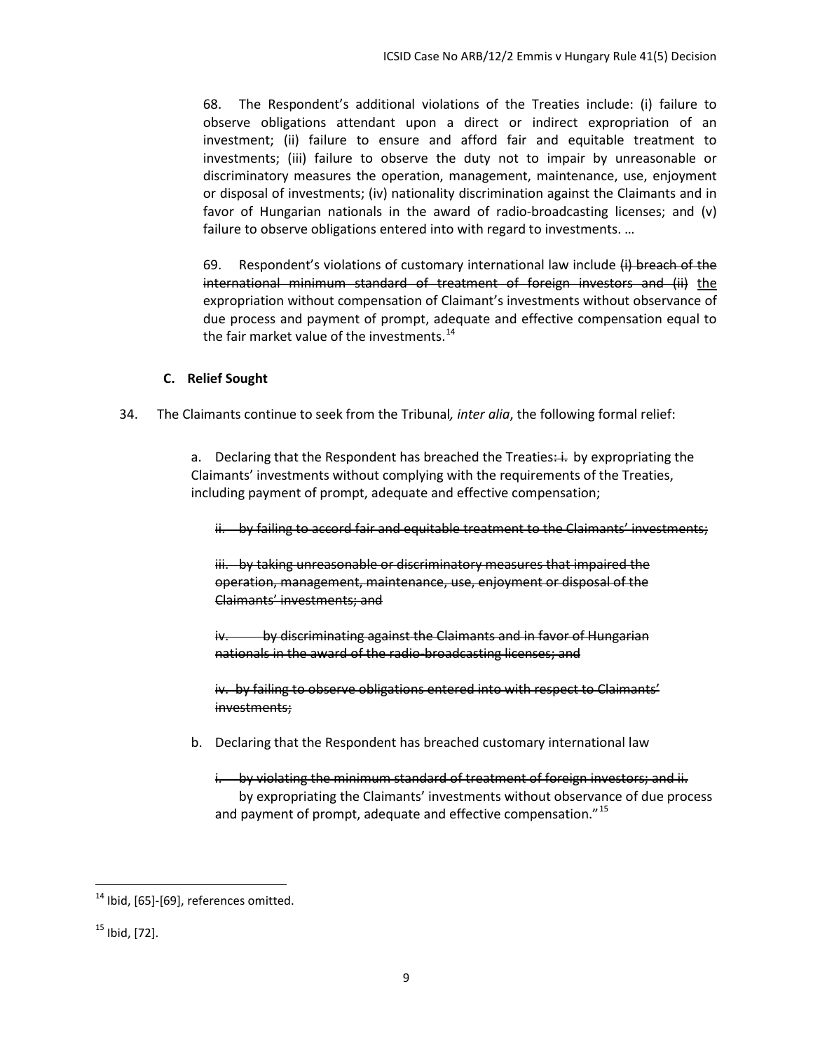68. The Respondent's additional violations of the Treaties include: (i) failure to observe obligations attendant upon a direct or indirect expropriation of an investment; (ii) failure to ensure and afford fair and equitable treatment to investments; (iii) failure to observe the duty not to impair by unreasonable or discriminatory measures the operation, management, maintenance, use, enjoyment or disposal of investments; (iv) nationality discrimination against the Claimants and in favor of Hungarian nationals in the award of radio-broadcasting licenses; and (v) failure to observe obligations entered into with regard to investments. …

69. Respondent's violations of customary international law include ~~(i) breach of the international minimum standard of treatment of foreign investors and (ii)~~ <u>the</u> expropriation without compensation of Claimant's investments without observance of due process and payment of prompt, adequate and effective compensation equal to the fair market value of the investments.[14]

### C. Relief Sought

34. The Claimants continue to seek from the Tribunal*, inter alia*, the following formal relief:

a. Declaring that the Respondent has breached the Treaties~~: i.~~ by expropriating the Claimants' investments without complying with the requirements of the Treaties, including payment of prompt, adequate and effective compensation;

~~ii. by failing to accord fair and equitable treatment to the Claimants' investments;~~

~~iii. by taking unreasonable or discriminatory measures that impaired the operation, management, maintenance, use, enjoyment or disposal of the Claimants' investments; and~~

~~iv. by discriminating against the Claimants and in favor of Hungarian nationals in the award of the radio-broadcasting licenses; and~~

~~iv. by failing to observe obligations entered into with respect to Claimants' investments;~~

b. Declaring that the Respondent has breached customary international law

~~i. by violating the minimum standard of treatment of foreign investors; and ii.~~ by expropriating the Claimants' investments without observance of due process and payment of prompt, adequate and effective compensation."[15]

---

[14] Ibid, [65]-[69], references omitted.

[15] Ibid, [72].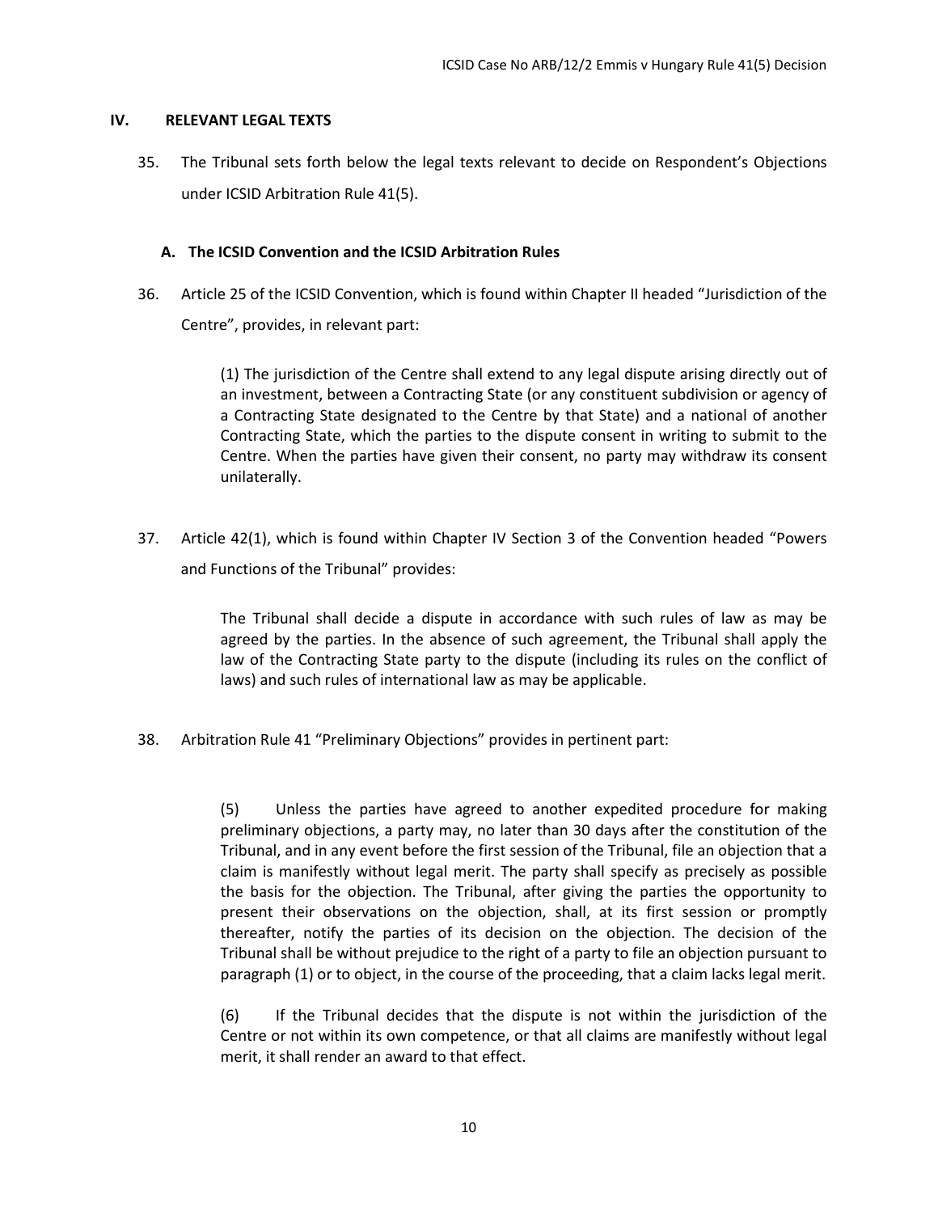## IV. RELEVANT LEGAL TEXTS

35. The Tribunal sets forth below the legal texts relevant to decide on Respondent's Objections under ICSID Arbitration Rule 41(5).

### A. The ICSID Convention and the ICSID Arbitration Rules

36. Article 25 of the ICSID Convention, which is found within Chapter II headed "Jurisdiction of the Centre", provides, in relevant part:

> (1) The jurisdiction of the Centre shall extend to any legal dispute arising directly out of an investment, between a Contracting State (or any constituent subdivision or agency of a Contracting State designated to the Centre by that State) and a national of another Contracting State, which the parties to the dispute consent in writing to submit to the Centre. When the parties have given their consent, no party may withdraw its consent unilaterally.

37. Article 42(1), which is found within Chapter IV Section 3 of the Convention headed "Powers and Functions of the Tribunal" provides:

> The Tribunal shall decide a dispute in accordance with such rules of law as may be agreed by the parties. In the absence of such agreement, the Tribunal shall apply the law of the Contracting State party to the dispute (including its rules on the conflict of laws) and such rules of international law as may be applicable.

38. Arbitration Rule 41 "Preliminary Objections" provides in pertinent part:

> (5) Unless the parties have agreed to another expedited procedure for making preliminary objections, a party may, no later than 30 days after the constitution of the Tribunal, and in any event before the first session of the Tribunal, file an objection that a claim is manifestly without legal merit. The party shall specify as precisely as possible the basis for the objection. The Tribunal, after giving the parties the opportunity to present their observations on the objection, shall, at its first session or promptly thereafter, notify the parties of its decision on the objection. The decision of the Tribunal shall be without prejudice to the right of a party to file an objection pursuant to paragraph (1) or to object, in the course of the proceeding, that a claim lacks legal merit.
>
> (6) If the Tribunal decides that the dispute is not within the jurisdiction of the Centre or not within its own competence, or that all claims are manifestly without legal merit, it shall render an award to that effect.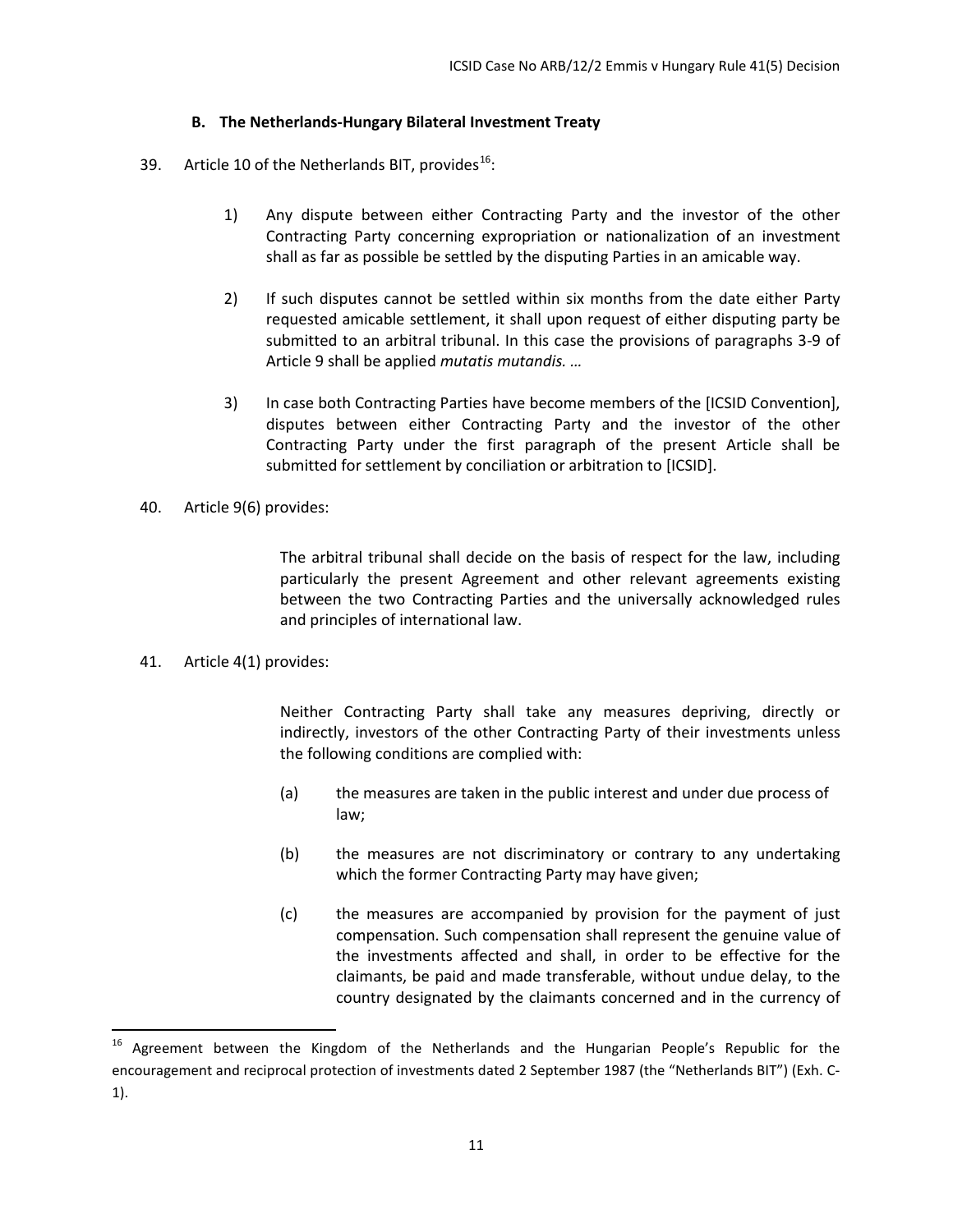### B. The Netherlands-Hungary Bilateral Investment Treaty

39. Article 10 of the Netherlands BIT, provides[16]:

> 1) Any dispute between either Contracting Party and the investor of the other Contracting Party concerning expropriation or nationalization of an investment shall as far as possible be settled by the disputing Parties in an amicable way.
>
> 2) If such disputes cannot be settled within six months from the date either Party requested amicable settlement, it shall upon request of either disputing party be submitted to an arbitral tribunal. In this case the provisions of paragraphs 3-9 of Article 9 shall be applied *mutatis mutandis. …*
>
> 3) In case both Contracting Parties have become members of the [ICSID Convention], disputes between either Contracting Party and the investor of the other Contracting Party under the first paragraph of the present Article shall be submitted for settlement by conciliation or arbitration to [ICSID].

40. Article 9(6) provides:

> The arbitral tribunal shall decide on the basis of respect for the law, including particularly the present Agreement and other relevant agreements existing between the two Contracting Parties and the universally acknowledged rules and principles of international law.

41. Article 4(1) provides:

> Neither Contracting Party shall take any measures depriving, directly or indirectly, investors of the other Contracting Party of their investments unless the following conditions are complied with:
>
> (a) the measures are taken in the public interest and under due process of law;
>
> (b) the measures are not discriminatory or contrary to any undertaking which the former Contracting Party may have given;
>
> (c) the measures are accompanied by provision for the payment of just compensation. Such compensation shall represent the genuine value of the investments affected and shall, in order to be effective for the claimants, be paid and made transferable, without undue delay, to the country designated by the claimants concerned and in the currency of

---

[16] Agreement between the Kingdom of the Netherlands and the Hungarian People's Republic for the encouragement and reciprocal protection of investments dated 2 September 1987 (the "Netherlands BIT") (Exh. C-1).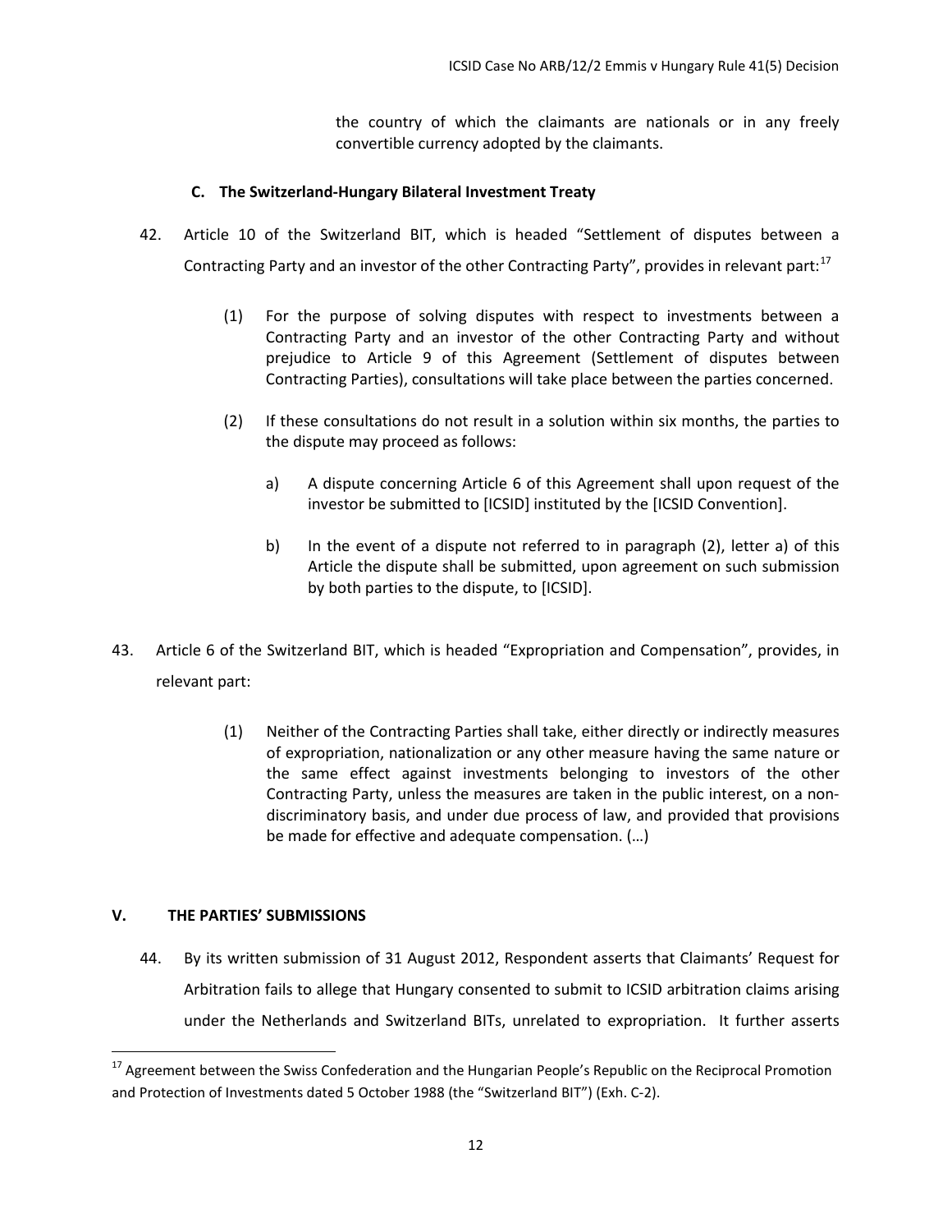the country of which the claimants are nationals or in any freely convertible currency adopted by the claimants.

### C. The Switzerland-Hungary Bilateral Investment Treaty

42. Article 10 of the Switzerland BIT, which is headed "Settlement of disputes between a Contracting Party and an investor of the other Contracting Party", provides in relevant part:[17]

> (1) For the purpose of solving disputes with respect to investments between a Contracting Party and an investor of the other Contracting Party and without prejudice to Article 9 of this Agreement (Settlement of disputes between Contracting Parties), consultations will take place between the parties concerned.
>
> (2) If these consultations do not result in a solution within six months, the parties to the dispute may proceed as follows:
>
> a) A dispute concerning Article 6 of this Agreement shall upon request of the investor be submitted to [ICSID] instituted by the [ICSID Convention].
>
> b) In the event of a dispute not referred to in paragraph (2), letter a) of this Article the dispute shall be submitted, upon agreement on such submission by both parties to the dispute, to [ICSID].

43. Article 6 of the Switzerland BIT, which is headed "Expropriation and Compensation", provides, in relevant part:

> (1) Neither of the Contracting Parties shall take, either directly or indirectly measures of expropriation, nationalization or any other measure having the same nature or the same effect against investments belonging to investors of the other Contracting Party, unless the measures are taken in the public interest, on a non-discriminatory basis, and under due process of law, and provided that provisions be made for effective and adequate compensation. (…)

## V. THE PARTIES' SUBMISSIONS

44. By its written submission of 31 August 2012, Respondent asserts that Claimants' Request for Arbitration fails to allege that Hungary consented to submit to ICSID arbitration claims arising under the Netherlands and Switzerland BITs, unrelated to expropriation. It further asserts

---

[17] Agreement between the Swiss Confederation and the Hungarian People's Republic on the Reciprocal Promotion and Protection of Investments dated 5 October 1988 (the "Switzerland BIT") (Exh. C-2).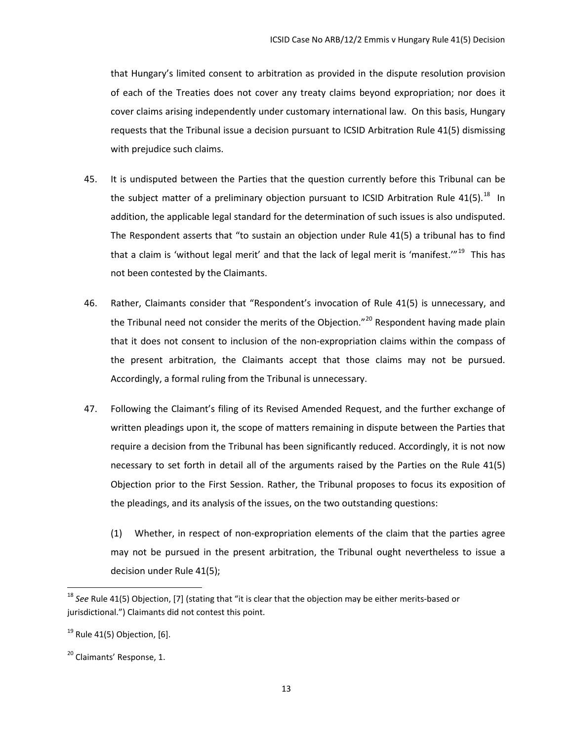that Hungary's limited consent to arbitration as provided in the dispute resolution provision of each of the Treaties does not cover any treaty claims beyond expropriation; nor does it cover claims arising independently under customary international law. On this basis, Hungary requests that the Tribunal issue a decision pursuant to ICSID Arbitration Rule 41(5) dismissing with prejudice such claims.

45. It is undisputed between the Parties that the question currently before this Tribunal can be the subject matter of a preliminary objection pursuant to ICSID Arbitration Rule 41(5).[18] In addition, the applicable legal standard for the determination of such issues is also undisputed. The Respondent asserts that "to sustain an objection under Rule 41(5) a tribunal has to find that a claim is 'without legal merit' and that the lack of legal merit is 'manifest.'"[19] This has not been contested by the Claimants.

46. Rather, Claimants consider that "Respondent's invocation of Rule 41(5) is unnecessary, and the Tribunal need not consider the merits of the Objection."[20] Respondent having made plain that it does not consent to inclusion of the non-expropriation claims within the compass of the present arbitration, the Claimants accept that those claims may not be pursued. Accordingly, a formal ruling from the Tribunal is unnecessary.

47. Following the Claimant's filing of its Revised Amended Request, and the further exchange of written pleadings upon it, the scope of matters remaining in dispute between the Parties that require a decision from the Tribunal has been significantly reduced. Accordingly, it is not now necessary to set forth in detail all of the arguments raised by the Parties on the Rule 41(5) Objection prior to the First Session. Rather, the Tribunal proposes to focus its exposition of the pleadings, and its analysis of the issues, on the two outstanding questions:

(1) Whether, in respect of non-expropriation elements of the claim that the parties agree may not be pursued in the present arbitration, the Tribunal ought nevertheless to issue a decision under Rule 41(5);

[18] *See* Rule 41(5) Objection, [7] (stating that "it is clear that the objection may be either merits-based or jurisdictional.") Claimants did not contest this point.

[19] Rule 41(5) Objection, [6].

[20] Claimants' Response, 1.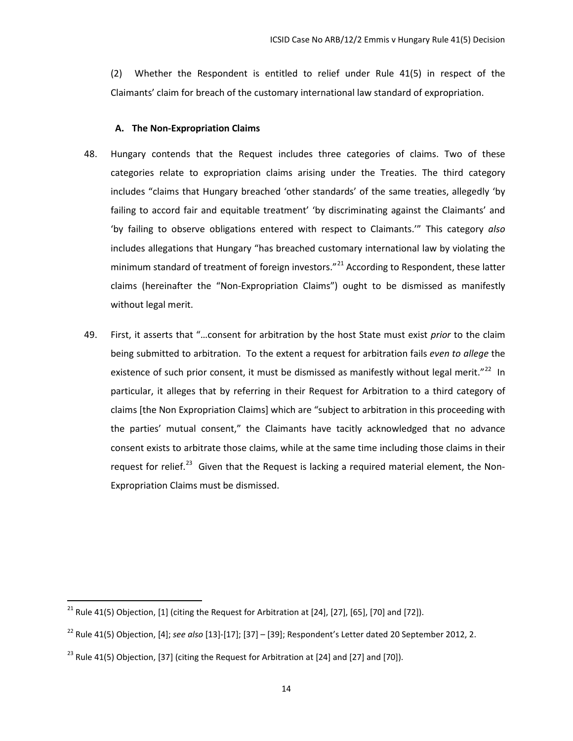(2) Whether the Respondent is entitled to relief under Rule 41(5) in respect of the Claimants' claim for breach of the customary international law standard of expropriation.

### A. The Non-Expropriation Claims

48. Hungary contends that the Request includes three categories of claims. Two of these categories relate to expropriation claims arising under the Treaties. The third category includes "claims that Hungary breached 'other standards' of the same treaties, allegedly 'by failing to accord fair and equitable treatment' 'by discriminating against the Claimants' and 'by failing to observe obligations entered with respect to Claimants.'" This category *also* includes allegations that Hungary "has breached customary international law by violating the minimum standard of treatment of foreign investors."[21] According to Respondent, these latter claims (hereinafter the "Non-Expropriation Claims") ought to be dismissed as manifestly without legal merit.

49. First, it asserts that "…consent for arbitration by the host State must exist *prior* to the claim being submitted to arbitration. To the extent a request for arbitration fails *even to allege* the existence of such prior consent, it must be dismissed as manifestly without legal merit."[22] In particular, it alleges that by referring in their Request for Arbitration to a third category of claims [the Non Expropriation Claims] which are "subject to arbitration in this proceeding with the parties' mutual consent," the Claimants have tacitly acknowledged that no advance consent exists to arbitrate those claims, while at the same time including those claims in their request for relief.[23] Given that the Request is lacking a required material element, the Non-Expropriation Claims must be dismissed.

---

[21] Rule 41(5) Objection, [1] (citing the Request for Arbitration at [24], [27], [65], [70] and [72]).

[22] Rule 41(5) Objection, [4]; *see also* [13]-[17]; [37] – [39]; Respondent's Letter dated 20 September 2012, 2.

[23] Rule 41(5) Objection, [37] (citing the Request for Arbitration at [24] and [27] and [70]).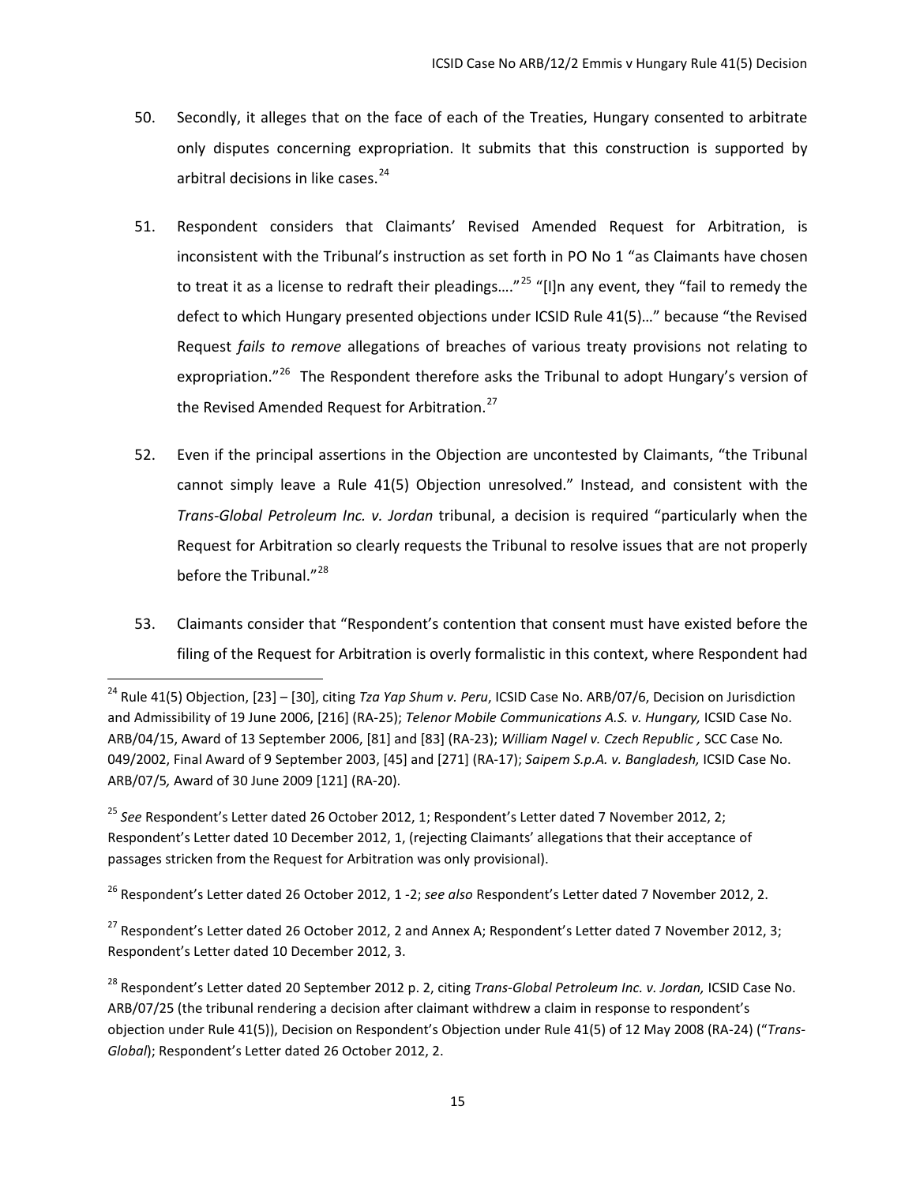50. Secondly, it alleges that on the face of each of the Treaties, Hungary consented to arbitrate only disputes concerning expropriation. It submits that this construction is supported by arbitral decisions in like cases.[24]

51. Respondent considers that Claimants' Revised Amended Request for Arbitration, is inconsistent with the Tribunal's instruction as set forth in PO No 1 "as Claimants have chosen to treat it as a license to redraft their pleadings…."[25] "[I]n any event, they "fail to remedy the defect to which Hungary presented objections under ICSID Rule 41(5)…" because "the Revised Request *fails to remove* allegations of breaches of various treaty provisions not relating to expropriation."[26] The Respondent therefore asks the Tribunal to adopt Hungary's version of the Revised Amended Request for Arbitration.[27]

52. Even if the principal assertions in the Objection are uncontested by Claimants, "the Tribunal cannot simply leave a Rule 41(5) Objection unresolved." Instead, and consistent with the *Trans-Global Petroleum Inc. v. Jordan* tribunal, a decision is required "particularly when the Request for Arbitration so clearly requests the Tribunal to resolve issues that are not properly before the Tribunal."[28]

53. Claimants consider that "Respondent's contention that consent must have existed before the filing of the Request for Arbitration is overly formalistic in this context, where Respondent had

---

[24] Rule 41(5) Objection, [23] – [30], citing *Tza Yap Shum v. Peru*, ICSID Case No. ARB/07/6, Decision on Jurisdiction and Admissibility of 19 June 2006, [216] (RA-25); *Telenor Mobile Communications A.S. v. Hungary,* ICSID Case No. ARB/04/15, Award of 13 September 2006, [81] and [83] (RA-23); *William Nagel v. Czech Republic ,* SCC Case No. 049/2002, Final Award of 9 September 2003, [45] and [271] (RA-17); *Saipem S.p.A. v. Bangladesh,* ICSID Case No. ARB/07/5*,* Award of 30 June 2009 [121] (RA-20).

[25] *See* Respondent's Letter dated 26 October 2012, 1; Respondent's Letter dated 7 November 2012, 2; Respondent's Letter dated 10 December 2012, 1, (rejecting Claimants' allegations that their acceptance of passages stricken from the Request for Arbitration was only provisional).

[26] Respondent's Letter dated 26 October 2012, 1 -2; *see also* Respondent's Letter dated 7 November 2012, 2.

[27] Respondent's Letter dated 26 October 2012, 2 and Annex A; Respondent's Letter dated 7 November 2012, 3; Respondent's Letter dated 10 December 2012, 3.

[28] Respondent's Letter dated 20 September 2012 p. 2, citing *Trans-Global Petroleum Inc. v. Jordan,* ICSID Case No. ARB/07/25 (the tribunal rendering a decision after claimant withdrew a claim in response to respondent's objection under Rule 41(5)), Decision on Respondent's Objection under Rule 41(5) of 12 May 2008 (RA-24) ("*Trans-Global*"); Respondent's Letter dated 26 October 2012, 2.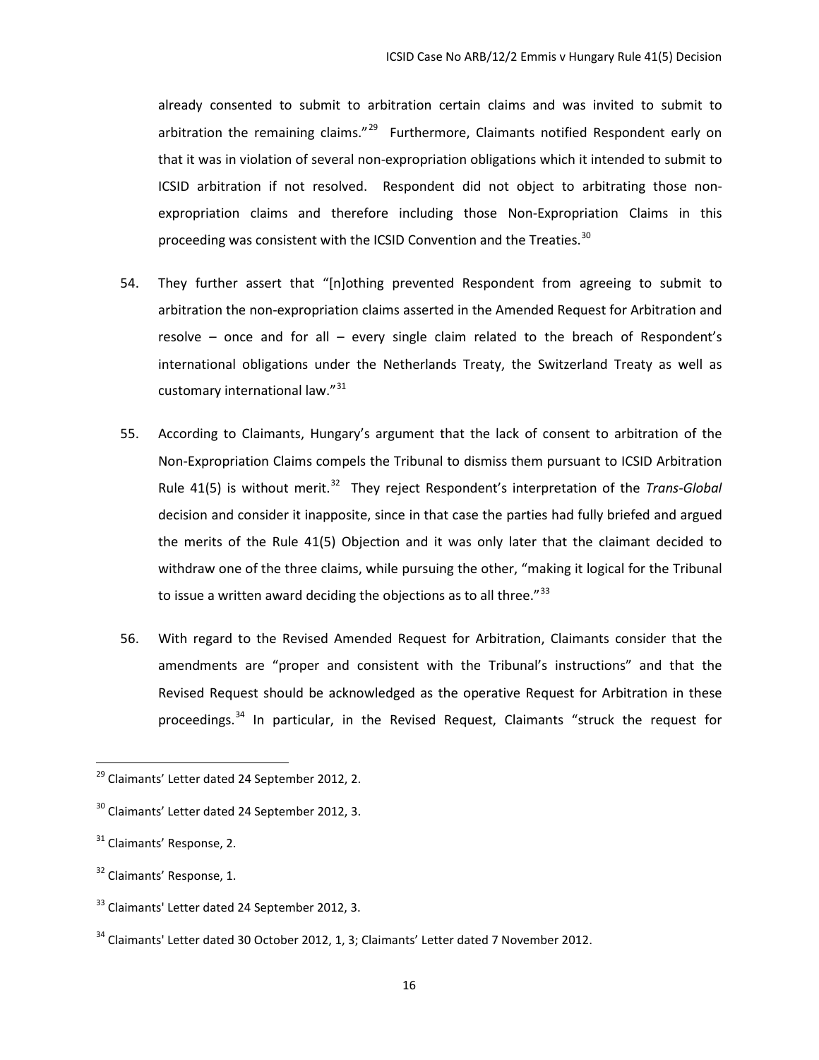already consented to submit to arbitration certain claims and was invited to submit to arbitration the remaining claims."[29] Furthermore, Claimants notified Respondent early on that it was in violation of several non-expropriation obligations which it intended to submit to ICSID arbitration if not resolved. Respondent did not object to arbitrating those non-expropriation claims and therefore including those Non-Expropriation Claims in this proceeding was consistent with the ICSID Convention and the Treaties.[30]

54. They further assert that "[n]othing prevented Respondent from agreeing to submit to arbitration the non-expropriation claims asserted in the Amended Request for Arbitration and resolve – once and for all – every single claim related to the breach of Respondent's international obligations under the Netherlands Treaty, the Switzerland Treaty as well as customary international law."[31]

55. According to Claimants, Hungary's argument that the lack of consent to arbitration of the Non-Expropriation Claims compels the Tribunal to dismiss them pursuant to ICSID Arbitration Rule 41(5) is without merit.[32] They reject Respondent's interpretation of the *Trans-Global* decision and consider it inapposite, since in that case the parties had fully briefed and argued the merits of the Rule 41(5) Objection and it was only later that the claimant decided to withdraw one of the three claims, while pursuing the other, "making it logical for the Tribunal to issue a written award deciding the objections as to all three."[33]

56. With regard to the Revised Amended Request for Arbitration, Claimants consider that the amendments are "proper and consistent with the Tribunal's instructions" and that the Revised Request should be acknowledged as the operative Request for Arbitration in these proceedings.[34] In particular, in the Revised Request, Claimants "struck the request for

---

[29] Claimants' Letter dated 24 September 2012, 2.

[30] Claimants' Letter dated 24 September 2012, 3.

[31] Claimants' Response, 2.

[32] Claimants' Response, 1.

[33] Claimants' Letter dated 24 September 2012, 3.

[34] Claimants' Letter dated 30 October 2012, 1, 3; Claimants' Letter dated 7 November 2012.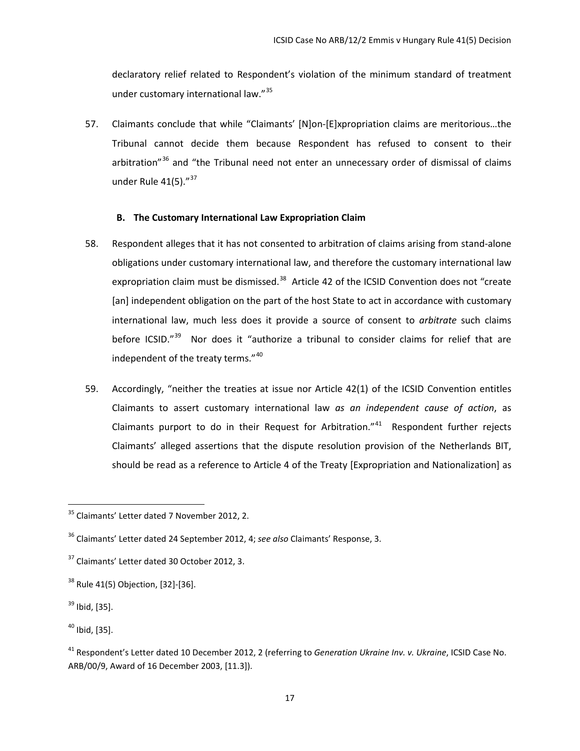declaratory relief related to Respondent's violation of the minimum standard of treatment under customary international law."[35]

57. Claimants conclude that while "Claimants' [N]on-[E]xpropriation claims are meritorious…the Tribunal cannot decide them because Respondent has refused to consent to their arbitration"[36] and "the Tribunal need not enter an unnecessary order of dismissal of claims under Rule 41(5)."[37]

### B. The Customary International Law Expropriation Claim

58. Respondent alleges that it has not consented to arbitration of claims arising from stand-alone obligations under customary international law, and therefore the customary international law expropriation claim must be dismissed.[38] Article 42 of the ICSID Convention does not "create [an] independent obligation on the part of the host State to act in accordance with customary international law, much less does it provide a source of consent to *arbitrate* such claims before ICSID."[39] Nor does it "authorize a tribunal to consider claims for relief that are independent of the treaty terms."[40]

59. Accordingly, "neither the treaties at issue nor Article 42(1) of the ICSID Convention entitles Claimants to assert customary international law *as an independent cause of action*, as Claimants purport to do in their Request for Arbitration."[41] Respondent further rejects Claimants' alleged assertions that the dispute resolution provision of the Netherlands BIT, should be read as a reference to Article 4 of the Treaty [Expropriation and Nationalization] as

---

[35] Claimants' Letter dated 7 November 2012, 2.

[36] Claimants' Letter dated 24 September 2012, 4; *see also* Claimants' Response, 3.

[37] Claimants' Letter dated 30 October 2012, 3.

[38] Rule 41(5) Objection, [32]-[36].

[39] Ibid, [35].

[40] Ibid, [35].

[41] Respondent's Letter dated 10 December 2012, 2 (referring to *Generation Ukraine Inv. v. Ukraine*, ICSID Case No. ARB/00/9, Award of 16 December 2003, [11.3]).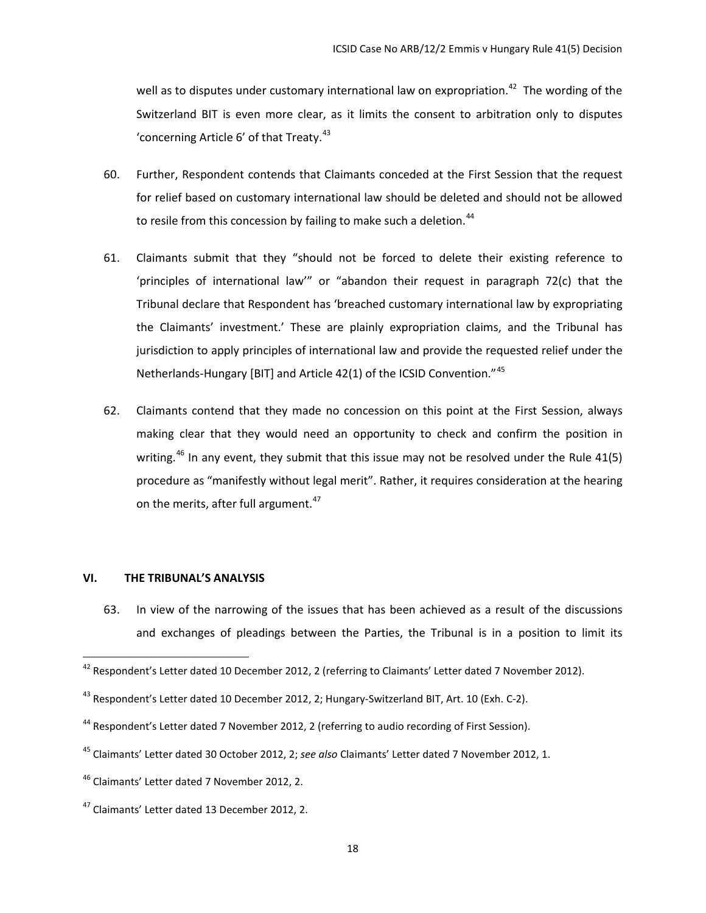well as to disputes under customary international law on expropriation.[42] The wording of the Switzerland BIT is even more clear, as it limits the consent to arbitration only to disputes 'concerning Article 6' of that Treaty.[43]

60. Further, Respondent contends that Claimants conceded at the First Session that the request for relief based on customary international law should be deleted and should not be allowed to resile from this concession by failing to make such a deletion.[44]

61. Claimants submit that they "should not be forced to delete their existing reference to 'principles of international law'" or "abandon their request in paragraph 72(c) that the Tribunal declare that Respondent has 'breached customary international law by expropriating the Claimants' investment.' These are plainly expropriation claims, and the Tribunal has jurisdiction to apply principles of international law and provide the requested relief under the Netherlands-Hungary [BIT] and Article 42(1) of the ICSID Convention."[45]

62. Claimants contend that they made no concession on this point at the First Session, always making clear that they would need an opportunity to check and confirm the position in writing.[46] In any event, they submit that this issue may not be resolved under the Rule 41(5) procedure as "manifestly without legal merit". Rather, it requires consideration at the hearing on the merits, after full argument.[47]

## VI. THE TRIBUNAL'S ANALYSIS

63. In view of the narrowing of the issues that has been achieved as a result of the discussions and exchanges of pleadings between the Parties, the Tribunal is in a position to limit its

---

[42] Respondent's Letter dated 10 December 2012, 2 (referring to Claimants' Letter dated 7 November 2012).

[43] Respondent's Letter dated 10 December 2012, 2; Hungary-Switzerland BIT, Art. 10 (Exh. C-2).

[44] Respondent's Letter dated 7 November 2012, 2 (referring to audio recording of First Session).

[45] Claimants' Letter dated 30 October 2012, 2; *see also* Claimants' Letter dated 7 November 2012, 1.

[46] Claimants' Letter dated 7 November 2012, 2.

[47] Claimants' Letter dated 13 December 2012, 2.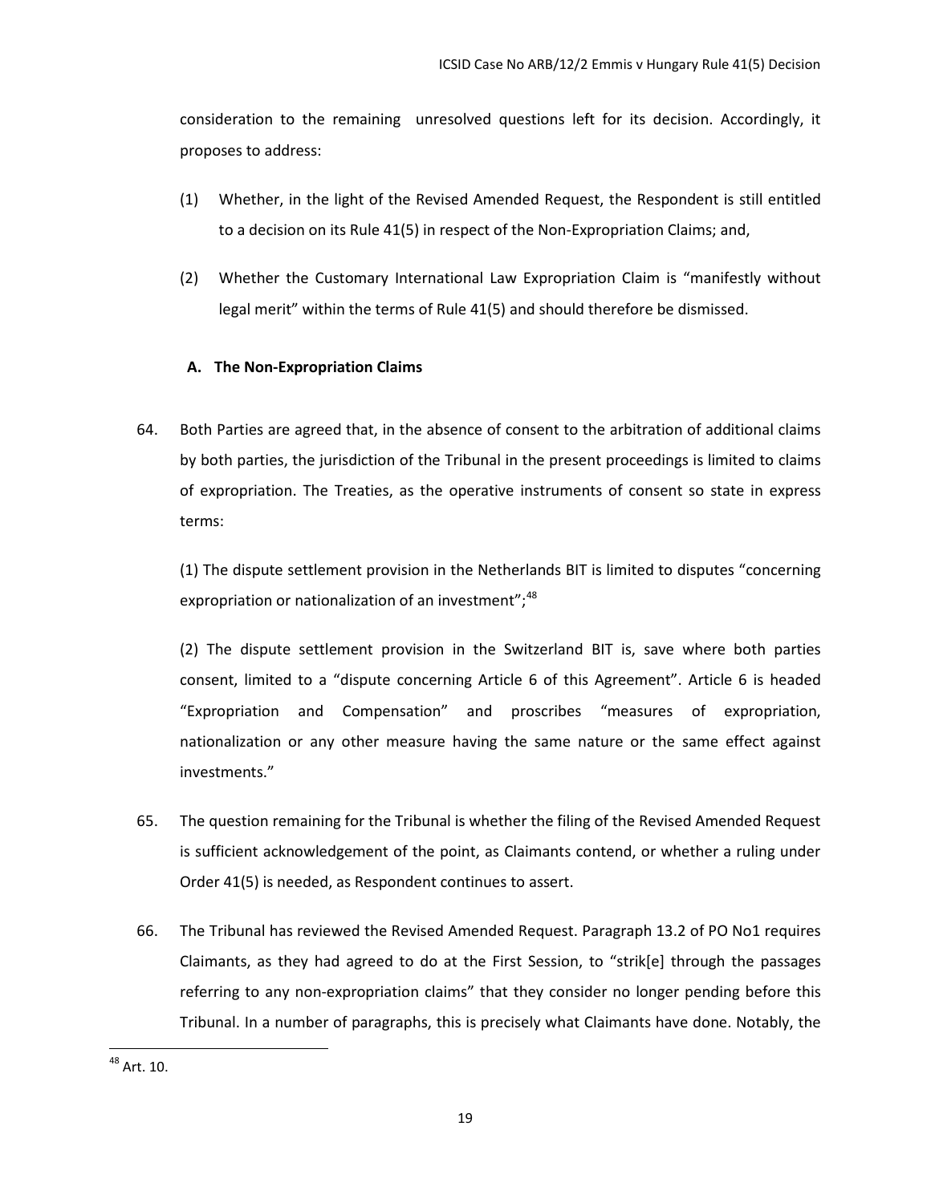consideration to the remaining unresolved questions left for its decision. Accordingly, it proposes to address:

(1) Whether, in the light of the Revised Amended Request, the Respondent is still entitled to a decision on its Rule 41(5) in respect of the Non-Expropriation Claims; and,

(2) Whether the Customary International Law Expropriation Claim is "manifestly without legal merit" within the terms of Rule 41(5) and should therefore be dismissed.

### A. The Non-Expropriation Claims

64. Both Parties are agreed that, in the absence of consent to the arbitration of additional claims by both parties, the jurisdiction of the Tribunal in the present proceedings is limited to claims of expropriation. The Treaties, as the operative instruments of consent so state in express terms:

(1) The dispute settlement provision in the Netherlands BIT is limited to disputes "concerning expropriation or nationalization of an investment";[48]

(2) The dispute settlement provision in the Switzerland BIT is, save where both parties consent, limited to a "dispute concerning Article 6 of this Agreement". Article 6 is headed "Expropriation and Compensation" and proscribes "measures of expropriation, nationalization or any other measure having the same nature or the same effect against investments."

65. The question remaining for the Tribunal is whether the filing of the Revised Amended Request is sufficient acknowledgement of the point, as Claimants contend, or whether a ruling under Order 41(5) is needed, as Respondent continues to assert.

66. The Tribunal has reviewed the Revised Amended Request. Paragraph 13.2 of PO No1 requires Claimants, as they had agreed to do at the First Session, to "strik[e] through the passages referring to any non-expropriation claims" that they consider no longer pending before this Tribunal. In a number of paragraphs, this is precisely what Claimants have done. Notably, the

[48] Art. 10.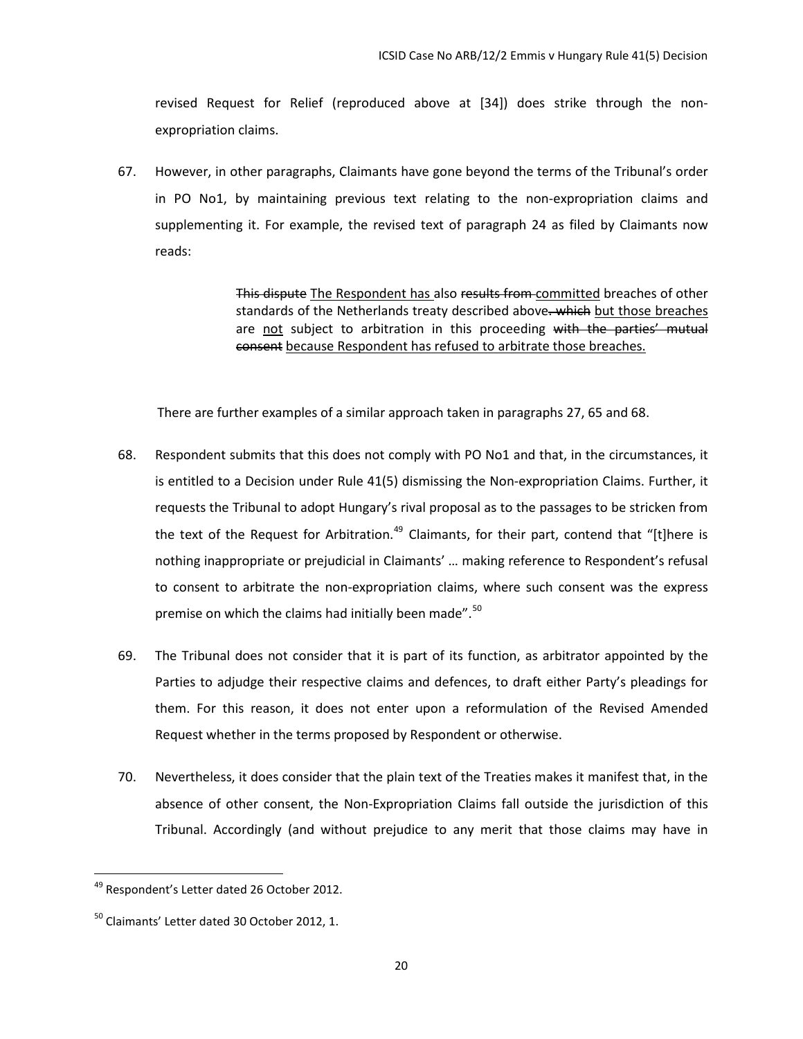revised Request for Relief (reproduced above at [34]) does strike through the non-expropriation claims.

67. However, in other paragraphs, Claimants have gone beyond the terms of the Tribunal's order in PO No1, by maintaining previous text relating to the non-expropriation claims and supplementing it. For example, the revised text of paragraph 24 as filed by Claimants now reads:

> ~~This dispute~~ <u>The Respondent has</u> also ~~results from~~ <u>committed</u> breaches of other standards of the Netherlands treaty described above~~. which~~ <u>but those breaches</u> are <u>not</u> subject to arbitration in this proceeding ~~with the parties' mutual consent~~ <u>because Respondent has refused to arbitrate those breaches.</u>

There are further examples of a similar approach taken in paragraphs 27, 65 and 68.

68. Respondent submits that this does not comply with PO No1 and that, in the circumstances, it is entitled to a Decision under Rule 41(5) dismissing the Non-expropriation Claims. Further, it requests the Tribunal to adopt Hungary's rival proposal as to the passages to be stricken from the text of the Request for Arbitration.[49] Claimants, for their part, contend that "[t]here is nothing inappropriate or prejudicial in Claimants' … making reference to Respondent's refusal to consent to arbitrate the non-expropriation claims, where such consent was the express premise on which the claims had initially been made".[50]

69. The Tribunal does not consider that it is part of its function, as arbitrator appointed by the Parties to adjudge their respective claims and defences, to draft either Party's pleadings for them. For this reason, it does not enter upon a reformulation of the Revised Amended Request whether in the terms proposed by Respondent or otherwise.

70. Nevertheless, it does consider that the plain text of the Treaties makes it manifest that, in the absence of other consent, the Non-Expropriation Claims fall outside the jurisdiction of this Tribunal. Accordingly (and without prejudice to any merit that those claims may have in

---

[49] Respondent's Letter dated 26 October 2012.

[50] Claimants' Letter dated 30 October 2012, 1.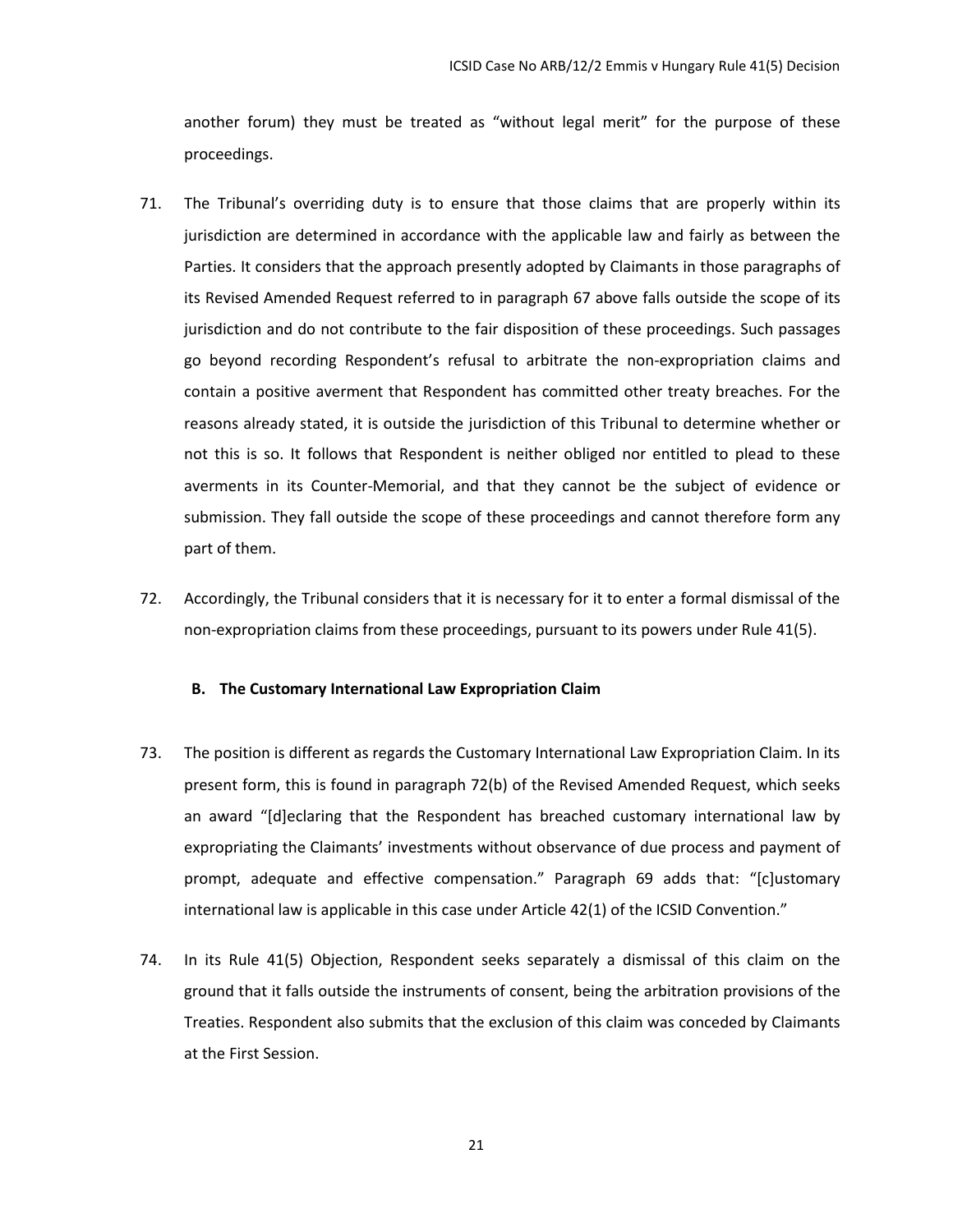another forum) they must be treated as "without legal merit" for the purpose of these proceedings.

71. The Tribunal's overriding duty is to ensure that those claims that are properly within its jurisdiction are determined in accordance with the applicable law and fairly as between the Parties. It considers that the approach presently adopted by Claimants in those paragraphs of its Revised Amended Request referred to in paragraph 67 above falls outside the scope of its jurisdiction and do not contribute to the fair disposition of these proceedings. Such passages go beyond recording Respondent's refusal to arbitrate the non-expropriation claims and contain a positive averment that Respondent has committed other treaty breaches. For the reasons already stated, it is outside the jurisdiction of this Tribunal to determine whether or not this is so. It follows that Respondent is neither obliged nor entitled to plead to these averments in its Counter-Memorial, and that they cannot be the subject of evidence or submission. They fall outside the scope of these proceedings and cannot therefore form any part of them.

72. Accordingly, the Tribunal considers that it is necessary for it to enter a formal dismissal of the non-expropriation claims from these proceedings, pursuant to its powers under Rule 41(5).

### B. The Customary International Law Expropriation Claim

73. The position is different as regards the Customary International Law Expropriation Claim. In its present form, this is found in paragraph 72(b) of the Revised Amended Request, which seeks an award "[d]eclaring that the Respondent has breached customary international law by expropriating the Claimants' investments without observance of due process and payment of prompt, adequate and effective compensation." Paragraph 69 adds that: "[c]ustomary international law is applicable in this case under Article 42(1) of the ICSID Convention."

74. In its Rule 41(5) Objection, Respondent seeks separately a dismissal of this claim on the ground that it falls outside the instruments of consent, being the arbitration provisions of the Treaties. Respondent also submits that the exclusion of this claim was conceded by Claimants at the First Session.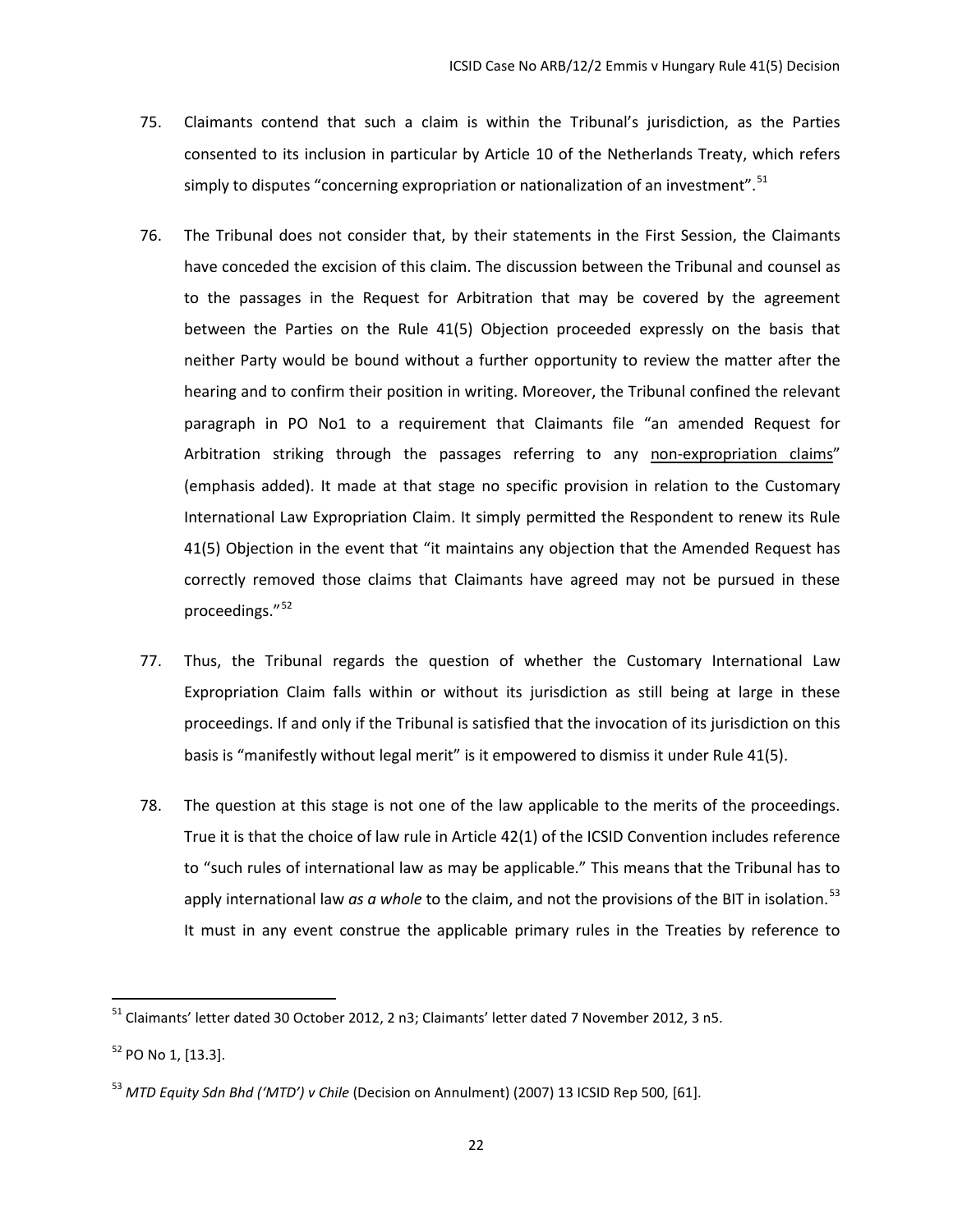75. Claimants contend that such a claim is within the Tribunal's jurisdiction, as the Parties consented to its inclusion in particular by Article 10 of the Netherlands Treaty, which refers simply to disputes "concerning expropriation or nationalization of an investment".[51]

76. The Tribunal does not consider that, by their statements in the First Session, the Claimants have conceded the excision of this claim. The discussion between the Tribunal and counsel as to the passages in the Request for Arbitration that may be covered by the agreement between the Parties on the Rule 41(5) Objection proceeded expressly on the basis that neither Party would be bound without a further opportunity to review the matter after the hearing and to confirm their position in writing. Moreover, the Tribunal confined the relevant paragraph in PO No1 to a requirement that Claimants file "an amended Request for Arbitration striking through the passages referring to any <u>non-expropriation claims</u>" (emphasis added). It made at that stage no specific provision in relation to the Customary International Law Expropriation Claim. It simply permitted the Respondent to renew its Rule 41(5) Objection in the event that "it maintains any objection that the Amended Request has correctly removed those claims that Claimants have agreed may not be pursued in these proceedings."[52]

77. Thus, the Tribunal regards the question of whether the Customary International Law Expropriation Claim falls within or without its jurisdiction as still being at large in these proceedings. If and only if the Tribunal is satisfied that the invocation of its jurisdiction on this basis is "manifestly without legal merit" is it empowered to dismiss it under Rule 41(5).

78. The question at this stage is not one of the law applicable to the merits of the proceedings. True it is that the choice of law rule in Article 42(1) of the ICSID Convention includes reference to "such rules of international law as may be applicable." This means that the Tribunal has to apply international law *as a whole* to the claim, and not the provisions of the BIT in isolation.[53] It must in any event construe the applicable primary rules in the Treaties by reference to

---

[51] Claimants' letter dated 30 October 2012, 2 n3; Claimants' letter dated 7 November 2012, 3 n5.

[52] PO No 1, [13.3].

[53] *MTD Equity Sdn Bhd ('MTD') v Chile* (Decision on Annulment) (2007) 13 ICSID Rep 500, [61].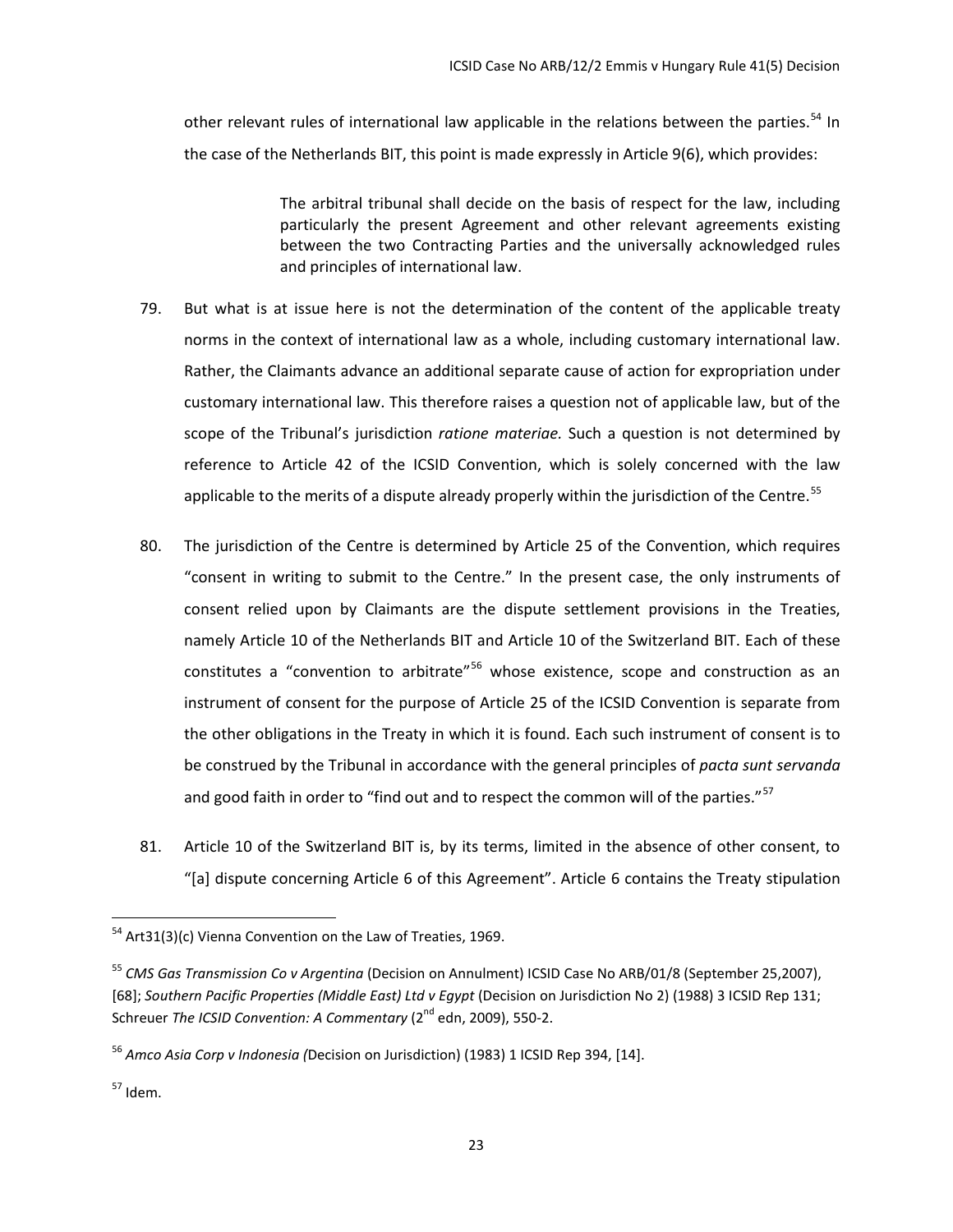other relevant rules of international law applicable in the relations between the parties.[54] In the case of the Netherlands BIT, this point is made expressly in Article 9(6), which provides:

> The arbitral tribunal shall decide on the basis of respect for the law, including particularly the present Agreement and other relevant agreements existing between the two Contracting Parties and the universally acknowledged rules and principles of international law.

79. But what is at issue here is not the determination of the content of the applicable treaty norms in the context of international law as a whole, including customary international law. Rather, the Claimants advance an additional separate cause of action for expropriation under customary international law. This therefore raises a question not of applicable law, but of the scope of the Tribunal's jurisdiction *ratione materiae.* Such a question is not determined by reference to Article 42 of the ICSID Convention, which is solely concerned with the law applicable to the merits of a dispute already properly within the jurisdiction of the Centre.[55]

80. The jurisdiction of the Centre is determined by Article 25 of the Convention, which requires "consent in writing to submit to the Centre." In the present case, the only instruments of consent relied upon by Claimants are the dispute settlement provisions in the Treaties, namely Article 10 of the Netherlands BIT and Article 10 of the Switzerland BIT. Each of these constitutes a "convention to arbitrate"[56] whose existence, scope and construction as an instrument of consent for the purpose of Article 25 of the ICSID Convention is separate from the other obligations in the Treaty in which it is found. Each such instrument of consent is to be construed by the Tribunal in accordance with the general principles of *pacta sunt servanda* and good faith in order to "find out and to respect the common will of the parties."[57]

81. Article 10 of the Switzerland BIT is, by its terms, limited in the absence of other consent, to "[a] dispute concerning Article 6 of this Agreement". Article 6 contains the Treaty stipulation

---

[54] Art31(3)(c) Vienna Convention on the Law of Treaties, 1969.

[55] *CMS Gas Transmission Co v Argentina* (Decision on Annulment) ICSID Case No ARB/01/8 (September 25,2007), [68]; *Southern Pacific Properties (Middle East) Ltd v Egypt* (Decision on Jurisdiction No 2) (1988) 3 ICSID Rep 131; Schreuer *The ICSID Convention: A Commentary* (2nd edn, 2009), 550-2.

[56] *Amco Asia Corp v Indonesia (*Decision on Jurisdiction) (1983) 1 ICSID Rep 394, [14].

[57] Idem.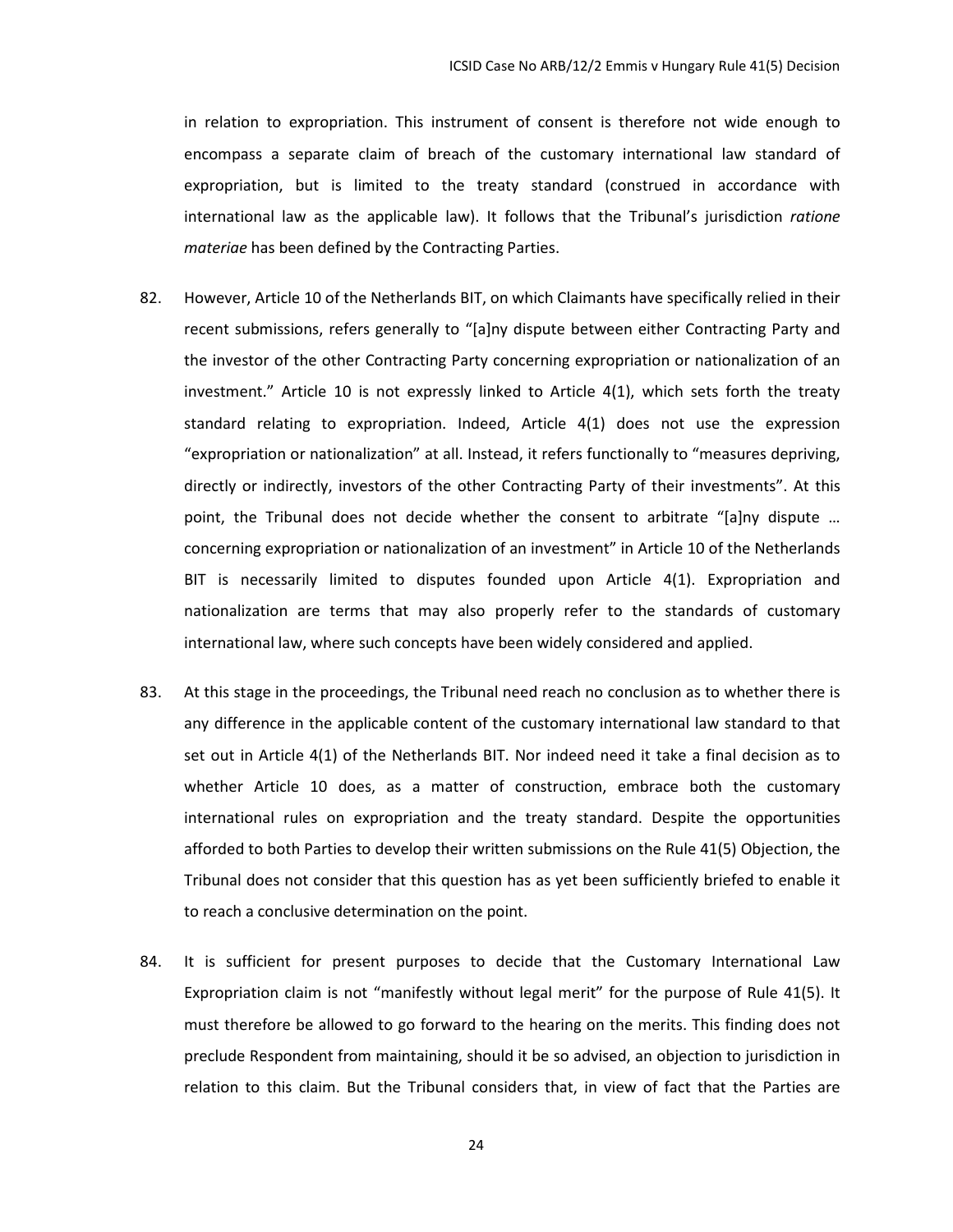in relation to expropriation. This instrument of consent is therefore not wide enough to encompass a separate claim of breach of the customary international law standard of expropriation, but is limited to the treaty standard (construed in accordance with international law as the applicable law). It follows that the Tribunal's jurisdiction *ratione materiae* has been defined by the Contracting Parties.

82. However, Article 10 of the Netherlands BIT, on which Claimants have specifically relied in their recent submissions, refers generally to "[a]ny dispute between either Contracting Party and the investor of the other Contracting Party concerning expropriation or nationalization of an investment." Article 10 is not expressly linked to Article 4(1), which sets forth the treaty standard relating to expropriation. Indeed, Article 4(1) does not use the expression "expropriation or nationalization" at all. Instead, it refers functionally to "measures depriving, directly or indirectly, investors of the other Contracting Party of their investments". At this point, the Tribunal does not decide whether the consent to arbitrate "[a]ny dispute … concerning expropriation or nationalization of an investment" in Article 10 of the Netherlands BIT is necessarily limited to disputes founded upon Article 4(1). Expropriation and nationalization are terms that may also properly refer to the standards of customary international law, where such concepts have been widely considered and applied.

83. At this stage in the proceedings, the Tribunal need reach no conclusion as to whether there is any difference in the applicable content of the customary international law standard to that set out in Article 4(1) of the Netherlands BIT. Nor indeed need it take a final decision as to whether Article 10 does, as a matter of construction, embrace both the customary international rules on expropriation and the treaty standard. Despite the opportunities afforded to both Parties to develop their written submissions on the Rule 41(5) Objection, the Tribunal does not consider that this question has as yet been sufficiently briefed to enable it to reach a conclusive determination on the point.

84. It is sufficient for present purposes to decide that the Customary International Law Expropriation claim is not "manifestly without legal merit" for the purpose of Rule 41(5). It must therefore be allowed to go forward to the hearing on the merits. This finding does not preclude Respondent from maintaining, should it be so advised, an objection to jurisdiction in relation to this claim. But the Tribunal considers that, in view of fact that the Parties are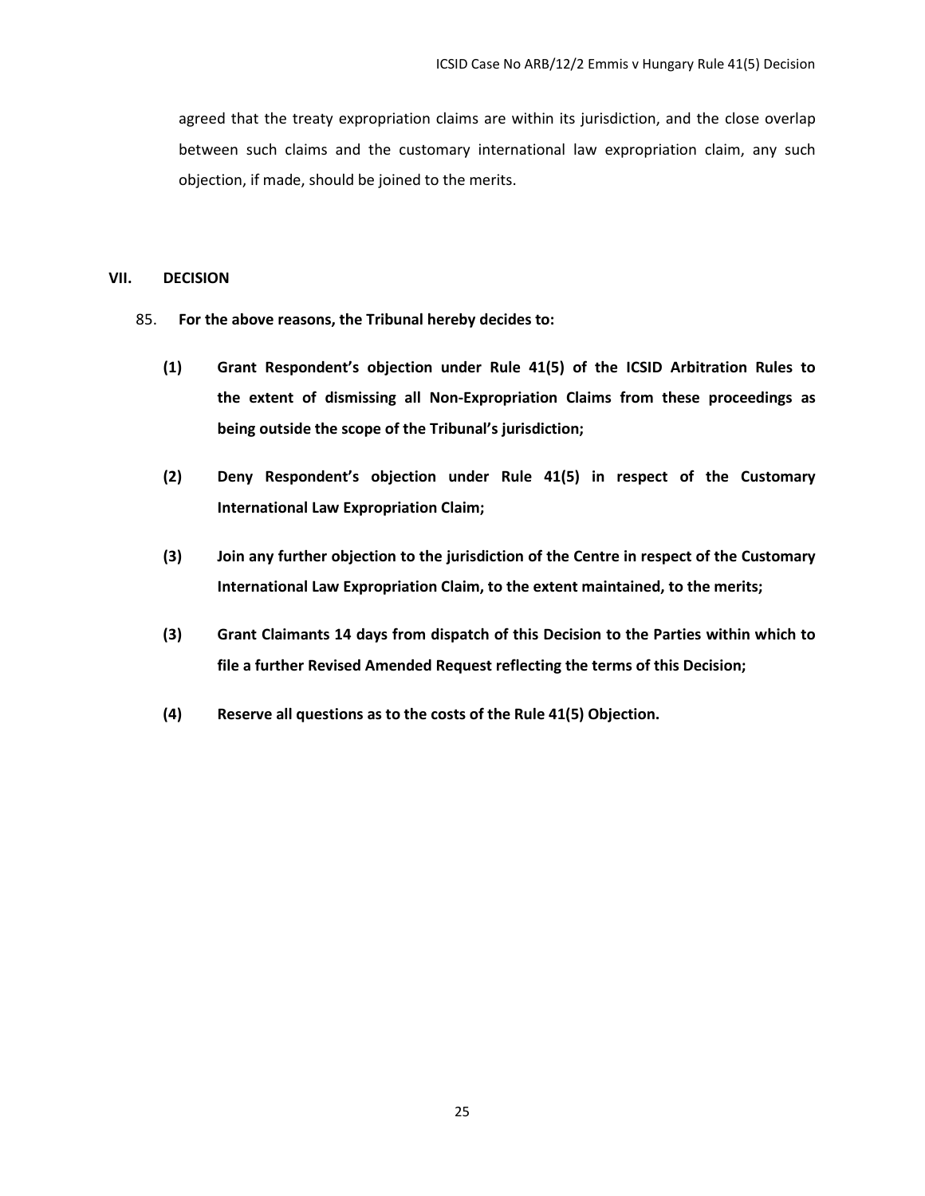agreed that the treaty expropriation claims are within its jurisdiction, and the close overlap between such claims and the customary international law expropriation claim, any such objection, if made, should be joined to the merits.

## VII. DECISION

85. **For the above reasons, the Tribunal hereby decides to:**

**(1) Grant Respondent's objection under Rule 41(5) of the ICSID Arbitration Rules to the extent of dismissing all Non-Expropriation Claims from these proceedings as being outside the scope of the Tribunal's jurisdiction;**

**(2) Deny Respondent's objection under Rule 41(5) in respect of the Customary International Law Expropriation Claim;**

**(3) Join any further objection to the jurisdiction of the Centre in respect of the Customary International Law Expropriation Claim, to the extent maintained, to the merits;**

**(3) Grant Claimants 14 days from dispatch of this Decision to the Parties within which to file a further Revised Amended Request reflecting the terms of this Decision;**

**(4) Reserve all questions as to the costs of the Rule 41(5) Objection.**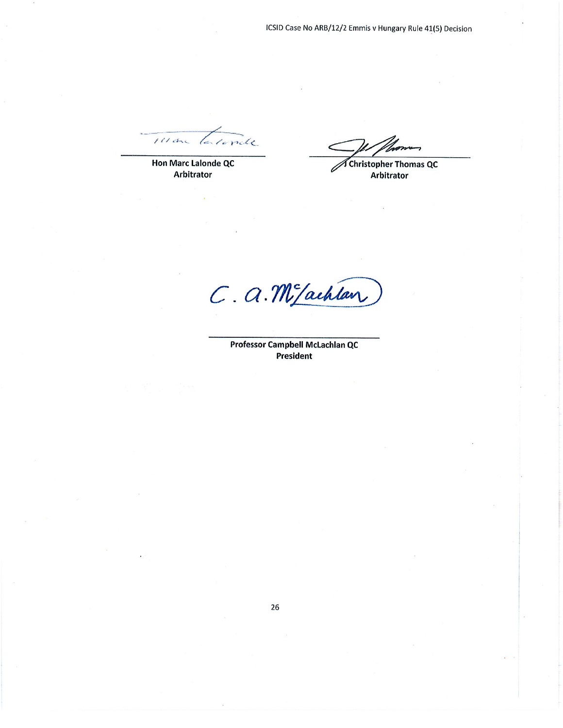Hon Marc Lalonde QC
Arbitrator

J Christopher Thomas QC
Arbitrator

Professor Campbell McLachlan QC
President